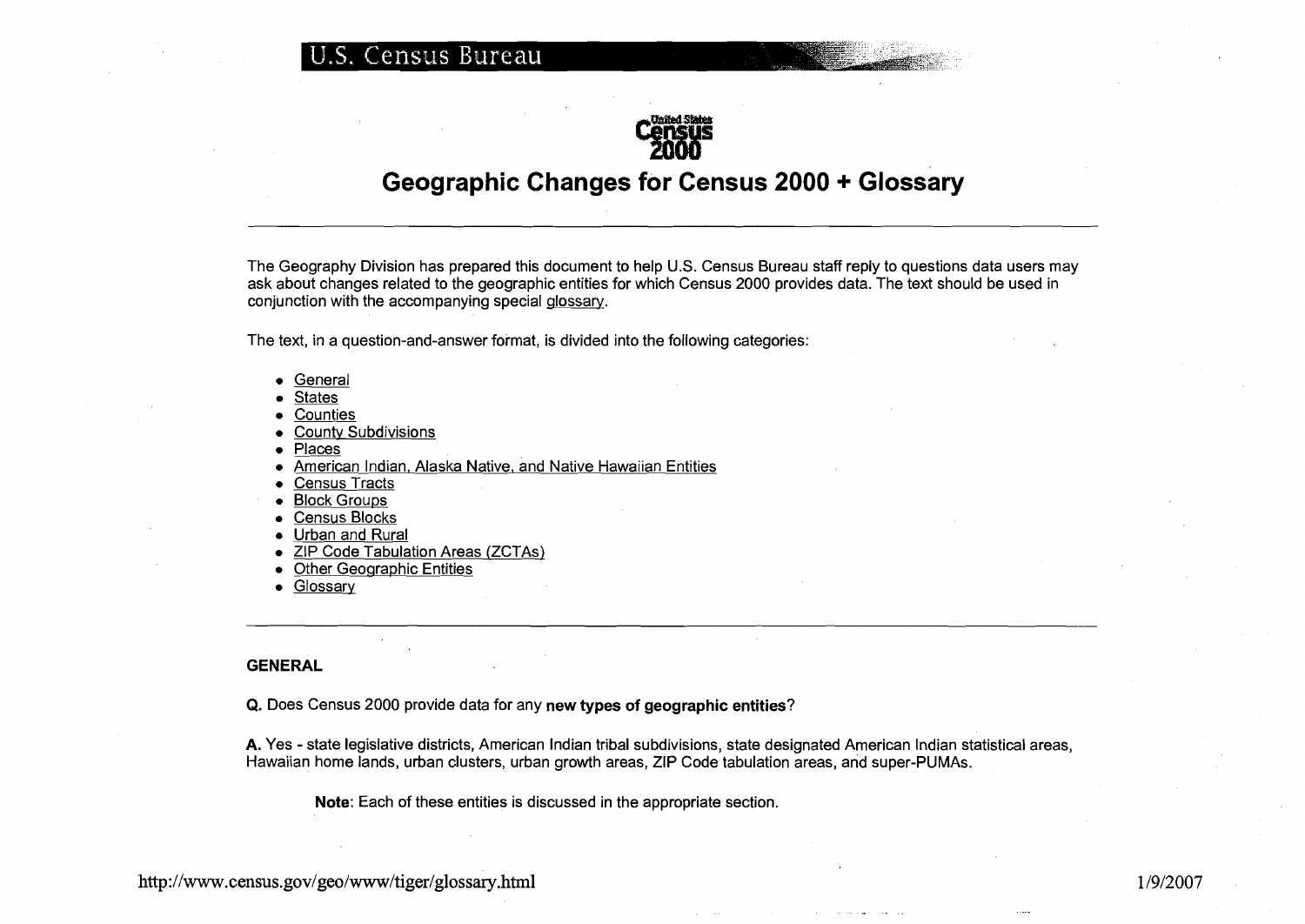# Geographic Changes for Census 2000 + Glossary

The Geography Division has prepared this document to help U.S. Census Bureau staff reply to questions data users may ask about changes related to the geographic entities for which Census 2000 provides data. The text should be used in conjunction with the accompanying special glossary.

The text, in a question-and-answer format, is divided into the following categories:

- General
- States
- Counties
- County Subdivisions
- Places
- American Indian, Alaska Native, and Native Hawaiian Entities
- Census Tracts
- Block Groups
- Census Blocks
- Urban and Rural
- ZIP Code Tabulation Areas (ZCTAs)
- Other Geographic Entities
- Glossary

## GENERAL

**Q.** Does Census 2000 provide data for any **new types of geographic entities**?

**A.** Yes - state legislative districts, American Indian tribal subdivisions, state designated American Indian statistical areas, Hawaiian home lands, urban clusters, urban growth areas, ZIP Code tabulation areas, and super-PUMAs.

> **Note**: Each of these entities is discussed in the appropriate section.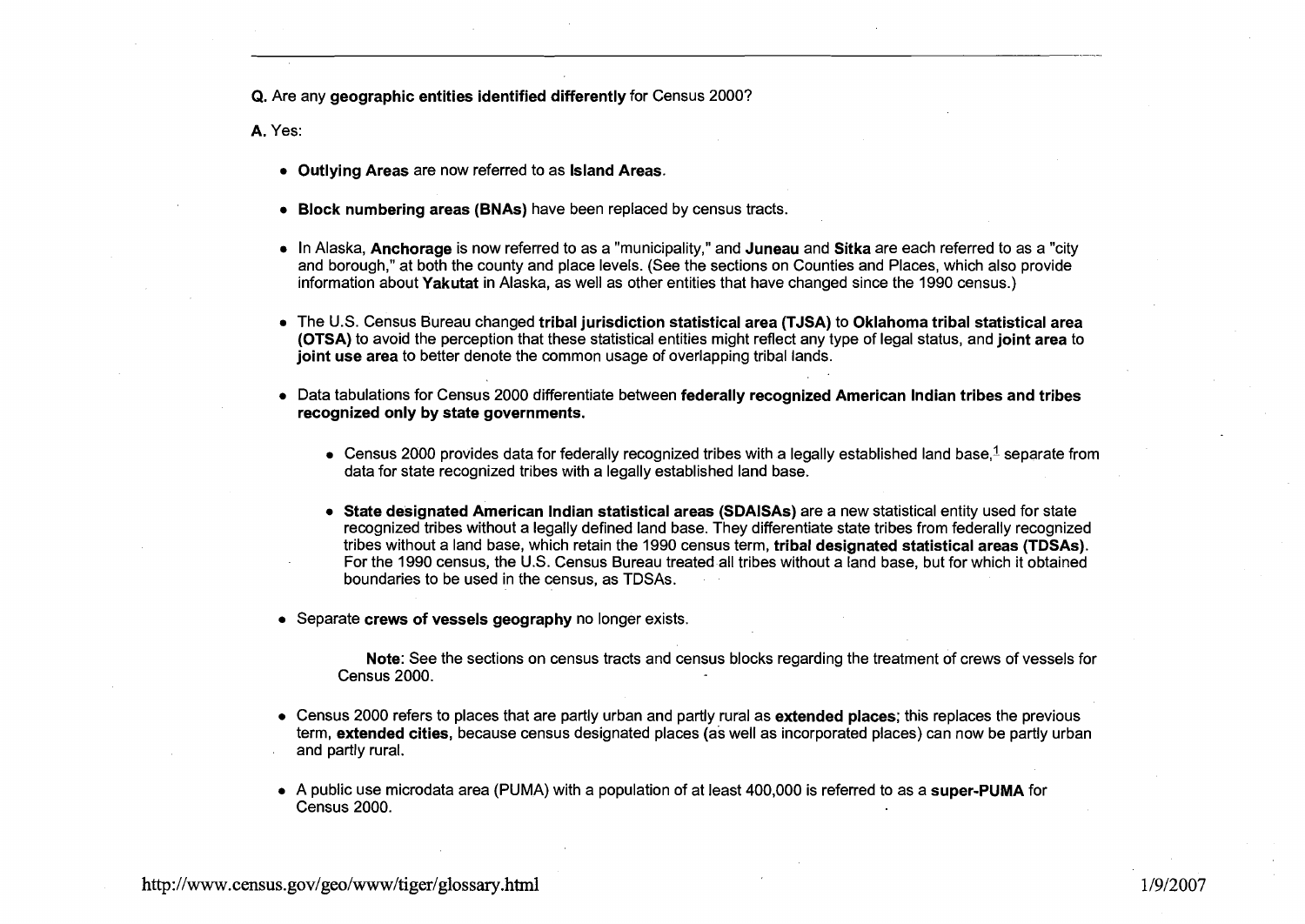**Q.** Are any **geographic entities identified differently** for Census 2000?

**A.** Yes:

- **Outlying Areas** are now referred to as **Island Areas**.
- **Block numbering areas (BNAs)** have been replaced by census tracts.
- In Alaska, **Anchorage** is now referred to as a "municipality," and **Juneau** and **Sitka** are each referred to as a "city and borough," at both the county and place levels. (See the sections on Counties and Places, which also provide information about **Yakutat** in Alaska, as well as other entities that have changed since the 1990 census.)
- The U.S. Census Bureau changed **tribal jurisdiction statistical area (TJSA)** to **Oklahoma tribal statistical area (OTSA)** to avoid the perception that these statistical entities might reflect any type of legal status, and **joint area** to **joint use area** to better denote the common usage of overlapping tribal lands.
- Data tabulations for Census 2000 differentiate between **federally recognized American Indian tribes and tribes recognized only by state governments.**
    - Census 2000 provides data for federally recognized tribes with a legally established land base,[1] separate from data for state recognized tribes with a legally established land base.
    - **State designated American Indian statistical areas (SDAISAs)** are a new statistical entity used for state recognized tribes without a legally defined land base. They differentiate state tribes from federally recognized tribes without a land base, which retain the 1990 census term, **tribal designated statistical areas (TDSAs)**. For the 1990 census, the U.S. Census Bureau treated all tribes without a land base, but for which it obtained boundaries to be used in the census, as TDSAs.
- Separate **crews of vessels geography** no longer exists.

    **Note:** See the sections on census tracts and census blocks regarding the treatment of crews of vessels for Census 2000.

- Census 2000 refers to places that are partly urban and partly rural as **extended places**; this replaces the previous term, **extended cities**, because census designated places (as well as incorporated places) can now be partly urban and partly rural.
- A public use microdata area (PUMA) with a population of at least 400,000 is referred to as a **super-PUMA** for Census 2000.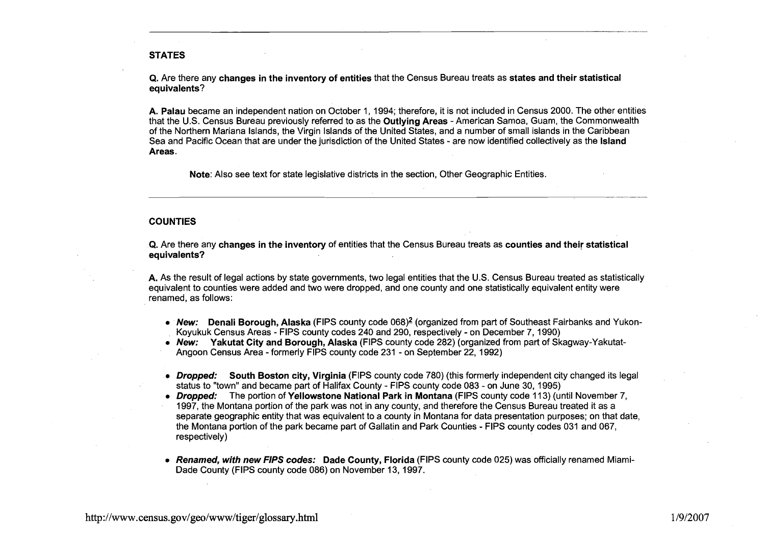## STATES

**Q.** Are there any **changes in the inventory of entities** that the Census Bureau treats as **states and their statistical equivalents**?

**A. Palau** became an independent nation on October 1, 1994; therefore, it is not included in Census 2000. The other entities that the U.S. Census Bureau previously referred to as the **Outlying Areas** - American Samoa, Guam, the Commonwealth of the Northern Mariana Islands, the Virgin Islands of the United States, and a number of small islands in the Caribbean Sea and Pacific Ocean that are under the jurisdiction of the United States - are now identified collectively as the **Island Areas**.

> **Note**: Also see text for state legislative districts in the section, Other Geographic Entities.

## COUNTIES

**Q.** Are there any **changes in the inventory** of entities that the Census Bureau treats as **counties and their statistical equivalents?**

**A.** As the result of legal actions by state governments, two legal entities that the U.S. Census Bureau treated as statistically equivalent to counties were added and two were dropped, and one county and one statistically equivalent entity were renamed, as follows:

- ***New:*** **Denali Borough, Alaska** (FIPS county code 068)[2] (organized from part of Southeast Fairbanks and Yukon-Koyukuk Census Areas - FIPS county codes 240 and 290, respectively - on December 7, 1990)
- ***New:*** **Yakutat City and Borough, Alaska** (FIPS county code 282) (organized from part of Skagway-Yakutat-Angoon Census Area - formerly FIPS county code 231 - on September 22, 1992)

- ***Dropped:*** **South Boston city, Virginia** (FIPS county code 780) (this formerly independent city changed its legal status to "town" and became part of Halifax County - FIPS county code 083 - on June 30, 1995)
- ***Dropped:*** The portion of **Yellowstone National Park in Montana** (FIPS county code 113) (until November 7, 1997, the Montana portion of the park was not in any county, and therefore the Census Bureau treated it as a separate geographic entity that was equivalent to a county in Montana for data presentation purposes; on that date, the Montana portion of the park became part of Gallatin and Park Counties - FIPS county codes 031 and 067, respectively)

- ***Renamed, with new FIPS codes:*** **Dade County, Florida** (FIPS county code 025) was officially renamed Miami-Dade County (FIPS county code 086) on November 13, 1997.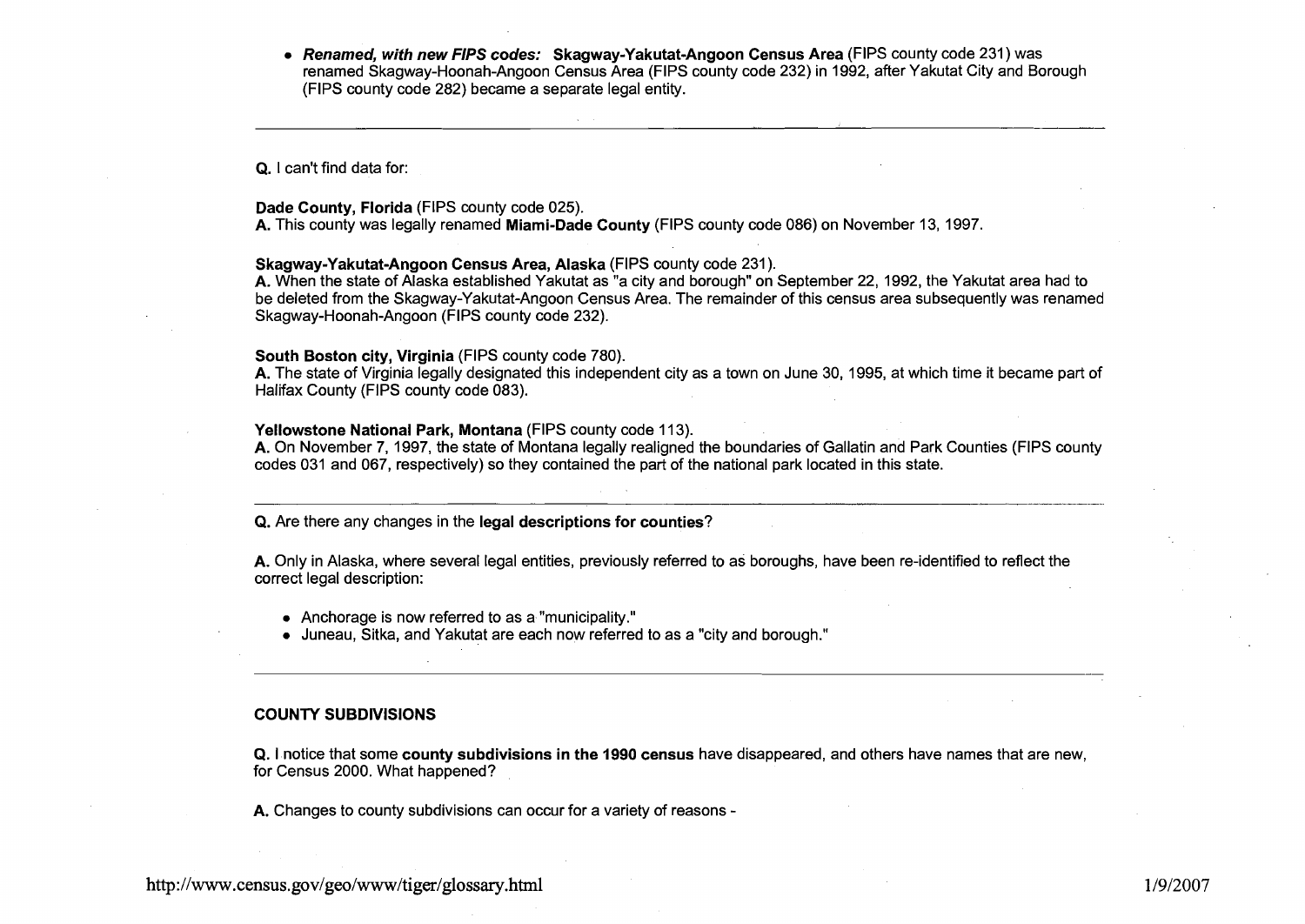- ***Renamed, with new FIPS codes:*** **Skagway-Yakutat-Angoon Census Area** (FIPS county code 231) was renamed Skagway-Hoonah-Angoon Census Area (FIPS county code 232) in 1992, after Yakutat City and Borough (FIPS county code 282) became a separate legal entity.

---

**Q.** I can't find data for:

**Dade County, Florida** (FIPS county code 025).
**A.** This county was legally renamed **Miami-Dade County** (FIPS county code 086) on November 13, 1997.

**Skagway-Yakutat-Angoon Census Area, Alaska** (FIPS county code 231).
**A.** When the state of Alaska established Yakutat as "a city and borough" on September 22, 1992, the Yakutat area had to be deleted from the Skagway-Yakutat-Angoon Census Area. The remainder of this census area subsequently was renamed Skagway-Hoonah-Angoon (FIPS county code 232).

**South Boston city, Virginia** (FIPS county code 780).
**A.** The state of Virginia legally designated this independent city as a town on June 30, 1995, at which time it became part of Halifax County (FIPS county code 083).

**Yellowstone National Park, Montana** (FIPS county code 113).
**A.** On November 7, 1997, the state of Montana legally realigned the boundaries of Gallatin and Park Counties (FIPS county codes 031 and 067, respectively) so they contained the part of the national park located in this state.

---

**Q.** Are there any changes in the **legal descriptions for counties**?

**A.** Only in Alaska, where several legal entities, previously referred to as boroughs, have been re-identified to reflect the correct legal description:

- Anchorage is now referred to as a "municipality."
- Juneau, Sitka, and Yakutat are each now referred to as a "city and borough."

---

## COUNTY SUBDIVISIONS

**Q.** I notice that some **county subdivisions in the 1990 census** have disappeared, and others have names that are new, for Census 2000. What happened?

**A.** Changes to county subdivisions can occur for a variety of reasons -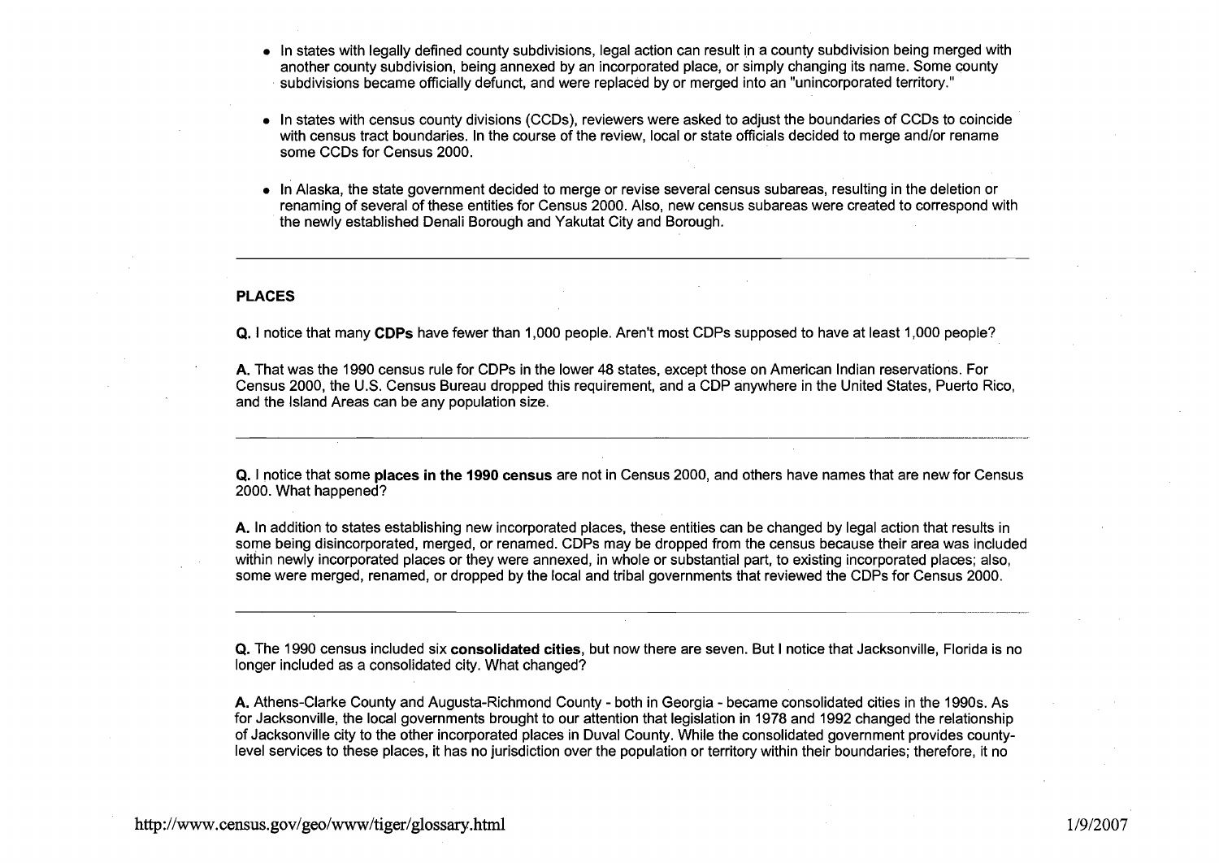- In states with legally defined county subdivisions, legal action can result in a county subdivision being merged with another county subdivision, being annexed by an incorporated place, or simply changing its name. Some county subdivisions became officially defunct, and were replaced by or merged into an "unincorporated territory."

- In states with census county divisions (CCDs), reviewers were asked to adjust the boundaries of CCDs to coincide with census tract boundaries. In the course of the review, local or state officials decided to merge and/or rename some CCDs for Census 2000.

- In Alaska, the state government decided to merge or revise several census subareas, resulting in the deletion or renaming of several of these entities for Census 2000. Also, new census subareas were created to correspond with the newly established Denali Borough and Yakutat City and Borough.

---

## PLACES

**Q.** I notice that many **CDPs** have fewer than 1,000 people. Aren't most CDPs supposed to have at least 1,000 people?

**A.** That was the 1990 census rule for CDPs in the lower 48 states, except those on American Indian reservations. For Census 2000, the U.S. Census Bureau dropped this requirement, and a CDP anywhere in the United States, Puerto Rico, and the Island Areas can be any population size.

---

**Q.** I notice that some **places in the 1990 census** are not in Census 2000, and others have names that are new for Census 2000. What happened?

**A.** In addition to states establishing new incorporated places, these entities can be changed by legal action that results in some being disincorporated, merged, or renamed. CDPs may be dropped from the census because their area was included within newly incorporated places or they were annexed, in whole or substantial part, to existing incorporated places; also, some were merged, renamed, or dropped by the local and tribal governments that reviewed the CDPs for Census 2000.

---

**Q.** The 1990 census included six **consolidated cities**, but now there are seven. But I notice that Jacksonville, Florida is no longer included as a consolidated city. What changed?

**A.** Athens-Clarke County and Augusta-Richmond County - both in Georgia - became consolidated cities in the 1990s. As for Jacksonville, the local governments brought to our attention that legislation in 1978 and 1992 changed the relationship of Jacksonville city to the other incorporated places in Duval County. While the consolidated government provides county-level services to these places, it has no jurisdiction over the population or territory within their boundaries; therefore, it no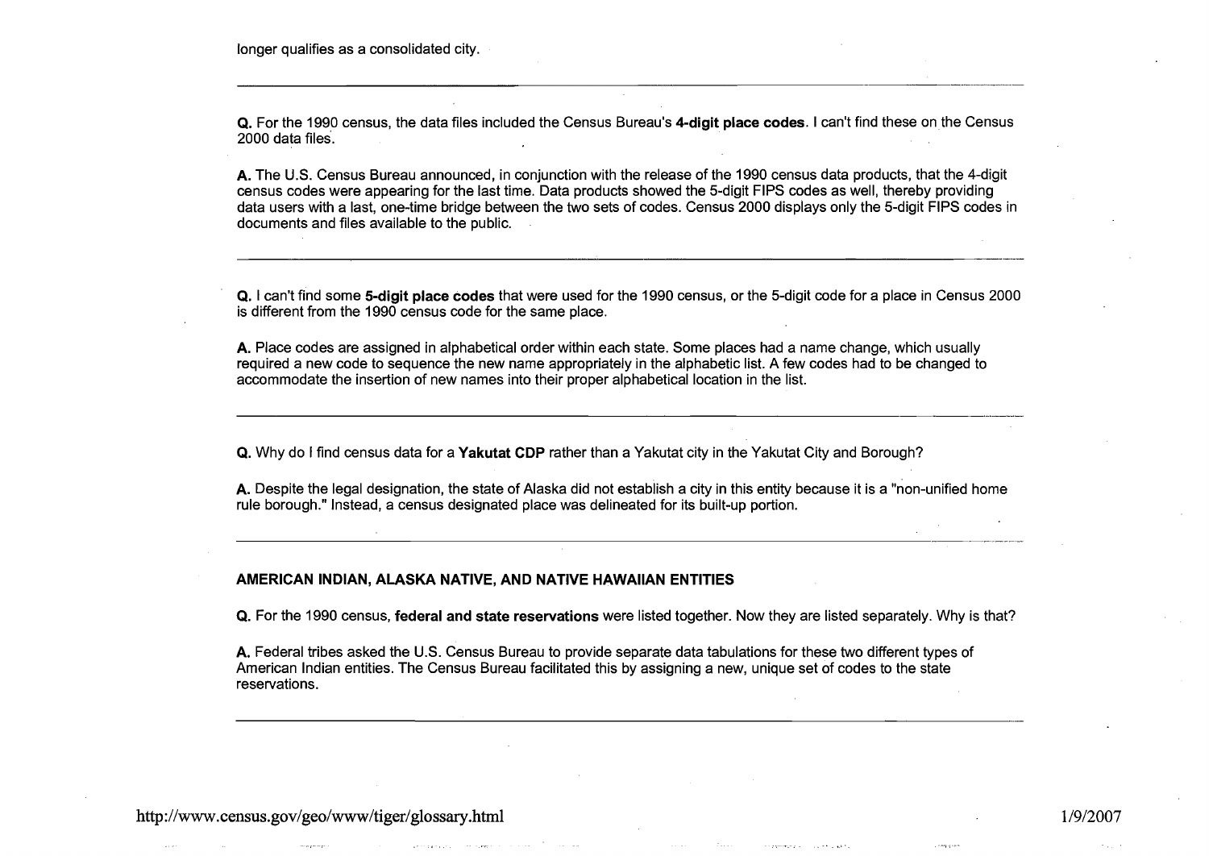longer qualifies as a consolidated city.

---

**Q.** For the 1990 census, the data files included the Census Bureau's **4-digit place codes**. I can't find these on the Census 2000 data files.

**A.** The U.S. Census Bureau announced, in conjunction with the release of the 1990 census data products, that the 4-digit census codes were appearing for the last time. Data products showed the 5-digit FIPS codes as well, thereby providing data users with a last, one-time bridge between the two sets of codes. Census 2000 displays only the 5-digit FIPS codes in documents and files available to the public.

---

**Q.** I can't find some **5-digit place codes** that were used for the 1990 census, or the 5-digit code for a place in Census 2000 is different from the 1990 census code for the same place.

**A.** Place codes are assigned in alphabetical order within each state. Some places had a name change, which usually required a new code to sequence the new name appropriately in the alphabetic list. A few codes had to be changed to accommodate the insertion of new names into their proper alphabetical location in the list.

---

**Q.** Why do I find census data for a **Yakutat CDP** rather than a Yakutat city in the Yakutat City and Borough?

**A.** Despite the legal designation, the state of Alaska did not establish a city in this entity because it is a "non-unified home rule borough." Instead, a census designated place was delineated for its built-up portion.

---

### AMERICAN INDIAN, ALASKA NATIVE, AND NATIVE HAWAIIAN ENTITIES

**Q.** For the 1990 census, **federal and state reservations** were listed together. Now they are listed separately. Why is that?

**A.** Federal tribes asked the U.S. Census Bureau to provide separate data tabulations for these two different types of American Indian entities. The Census Bureau facilitated this by assigning a new, unique set of codes to the state reservations.

---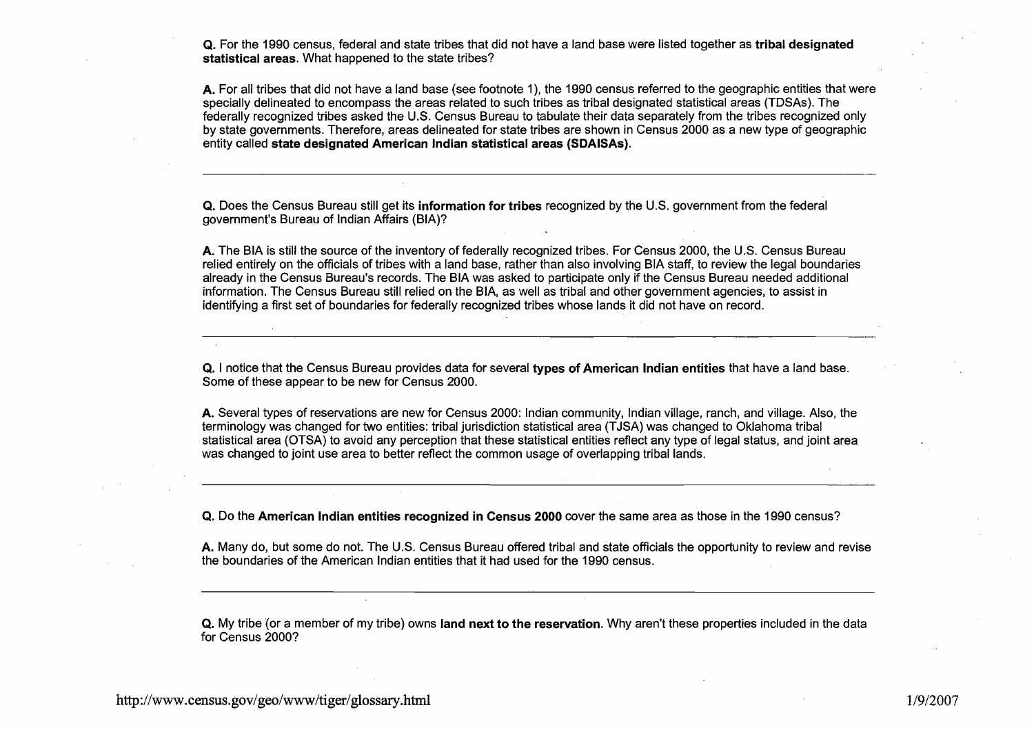**Q.** For the 1990 census, federal and state tribes that did not have a land base were listed together as **tribal designated statistical areas**. What happened to the state tribes?

**A.** For all tribes that did not have a land base (see footnote 1), the 1990 census referred to the geographic entities that were specially delineated to encompass the areas related to such tribes as tribal designated statistical areas (TDSAs). The federally recognized tribes asked the U.S. Census Bureau to tabulate their data separately from the tribes recognized only by state governments. Therefore, areas delineated for state tribes are shown in Census 2000 as a new type of geographic entity called **state designated American Indian statistical areas (SDAISAs)**.

---

**Q.** Does the Census Bureau still get its **information for tribes** recognized by the U.S. government from the federal government's Bureau of Indian Affairs (BIA)?

**A.** The BIA is still the source of the inventory of federally recognized tribes. For Census 2000, the U.S. Census Bureau relied entirely on the officials of tribes with a land base, rather than also involving BIA staff, to review the legal boundaries already in the Census Bureau's records. The BIA was asked to participate only if the Census Bureau needed additional information. The Census Bureau still relied on the BIA, as well as tribal and other government agencies, to assist in identifying a first set of boundaries for federally recognized tribes whose lands it did not have on record.

---

**Q.** I notice that the Census Bureau provides data for several **types of American Indian entities** that have a land base. Some of these appear to be new for Census 2000.

**A.** Several types of reservations are new for Census 2000: Indian community, Indian village, ranch, and village. Also, the terminology was changed for two entities: tribal jurisdiction statistical area (TJSA) was changed to Oklahoma tribal statistical area (OTSA) to avoid any perception that these statistical entities reflect any type of legal status, and joint area was changed to joint use area to better reflect the common usage of overlapping tribal lands.

---

**Q.** Do the **American Indian entities recognized in Census 2000** cover the same area as those in the 1990 census?

**A.** Many do, but some do not. The U.S. Census Bureau offered tribal and state officials the opportunity to review and revise the boundaries of the American Indian entities that it had used for the 1990 census.

---

**Q.** My tribe (or a member of my tribe) owns **land next to the reservation**. Why aren't these properties included in the data for Census 2000?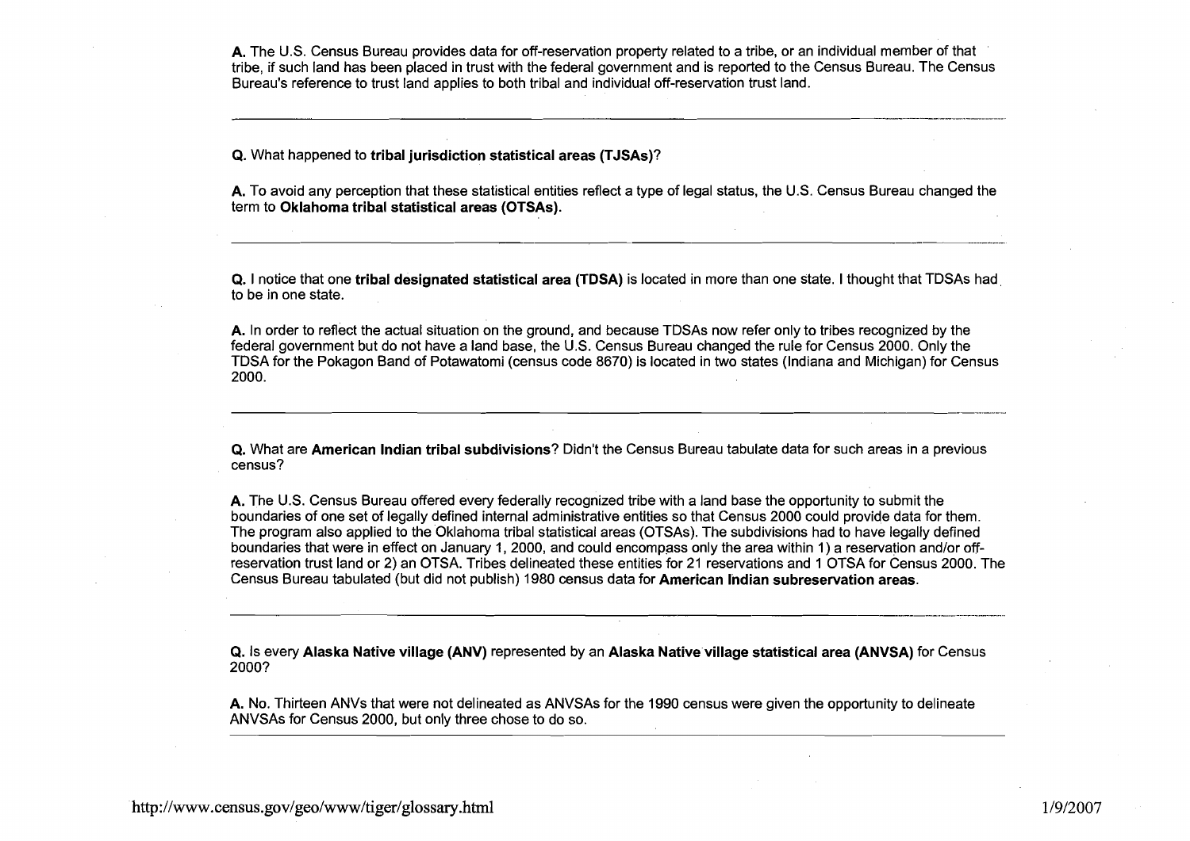**A.** The U.S. Census Bureau provides data for off-reservation property related to a tribe, or an individual member of that tribe, if such land has been placed in trust with the federal government and is reported to the Census Bureau. The Census Bureau's reference to trust land applies to both tribal and individual off-reservation trust land.

---

**Q.** What happened to **tribal jurisdiction statistical areas (TJSAs)**?

**A.** To avoid any perception that these statistical entities reflect a type of legal status, the U.S. Census Bureau changed the term to **Oklahoma tribal statistical areas (OTSAs).**

---

**Q.** I notice that one **tribal designated statistical area (TDSA)** is located in more than one state. I thought that TDSAs had to be in one state.

**A.** In order to reflect the actual situation on the ground, and because TDSAs now refer only to tribes recognized by the federal government but do not have a land base, the U.S. Census Bureau changed the rule for Census 2000. Only the TDSA for the Pokagon Band of Potawatomi (census code 8670) is located in two states (Indiana and Michigan) for Census 2000.

---

**Q.** What are **American Indian tribal subdivisions**? Didn't the Census Bureau tabulate data for such areas in a previous census?

**A.** The U.S. Census Bureau offered every federally recognized tribe with a land base the opportunity to submit the boundaries of one set of legally defined internal administrative entities so that Census 2000 could provide data for them. The program also applied to the Oklahoma tribal statistical areas (OTSAs). The subdivisions had to have legally defined boundaries that were in effect on January 1, 2000, and could encompass only the area within 1) a reservation and/or off-reservation trust land or 2) an OTSA. Tribes delineated these entities for 21 reservations and 1 OTSA for Census 2000. The Census Bureau tabulated (but did not publish) 1980 census data for **American Indian subreservation areas**.

---

**Q.** Is every **Alaska Native village (ANV)** represented by an **Alaska Native village statistical area (ANVSA)** for Census 2000?

**A.** No. Thirteen ANVs that were not delineated as ANVSAs for the 1990 census were given the opportunity to delineate ANVSAs for Census 2000, but only three chose to do so.

---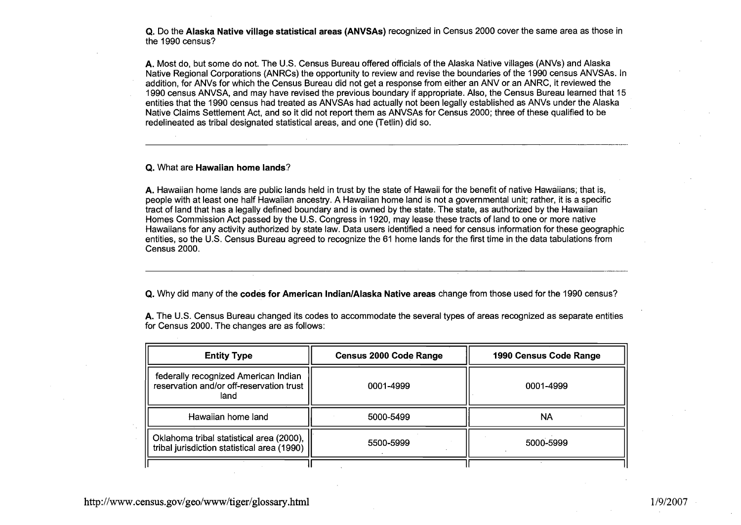**Q.** Do the **Alaska Native village statistical areas (ANVSAs)** recognized in Census 2000 cover the same area as those in the 1990 census?

**A.** Most do, but some do not. The U.S. Census Bureau offered officials of the Alaska Native villages (ANVs) and Alaska Native Regional Corporations (ANRCs) the opportunity to review and revise the boundaries of the 1990 census ANVSAs. In addition, for ANVs for which the Census Bureau did not get a response from either an ANV or an ANRC, it reviewed the 1990 census ANVSA, and may have revised the previous boundary if appropriate. Also, the Census Bureau learned that 15 entities that the 1990 census had treated as ANVSAs had actually not been legally established as ANVs under the Alaska Native Claims Settlement Act, and so it did not report them as ANVSAs for Census 2000; three of these qualified to be redelineated as tribal designated statistical areas, and one (Tetlin) did so.

---

**Q.** What are **Hawaiian home lands**?

**A.** Hawaiian home lands are public lands held in trust by the state of Hawaii for the benefit of native Hawaiians; that is, people with at least one half Hawaiian ancestry. A Hawaiian home land is not a governmental unit; rather, it is a specific tract of land that has a legally defined boundary and is owned by the state. The state, as authorized by the Hawaiian Homes Commission Act passed by the U.S. Congress in 1920, may lease these tracts of land to one or more native Hawaiians for any activity authorized by state law. Data users identified a need for census information for these geographic entities, so the U.S. Census Bureau agreed to recognize the 61 home lands for the first time in the data tabulations from Census 2000.

---

**Q.** Why did many of the **codes for American Indian/Alaska Native areas** change from those used for the 1990 census?

**A.** The U.S. Census Bureau changed its codes to accommodate the several types of areas recognized as separate entities for Census 2000. The changes are as follows:

| Entity Type | Census 2000 Code Range | 1990 Census Code Range |
|---|---|---|
| federally recognized American Indian reservation and/or off-reservation trust land | 0001-4999 | 0001-4999 |
| Hawaiian home land | 5000-5499 | NA |
| Oklahoma tribal statistical area (2000), tribal jurisdiction statistical area (1990) | 5500-5999 | 5000-5999 |
| | | |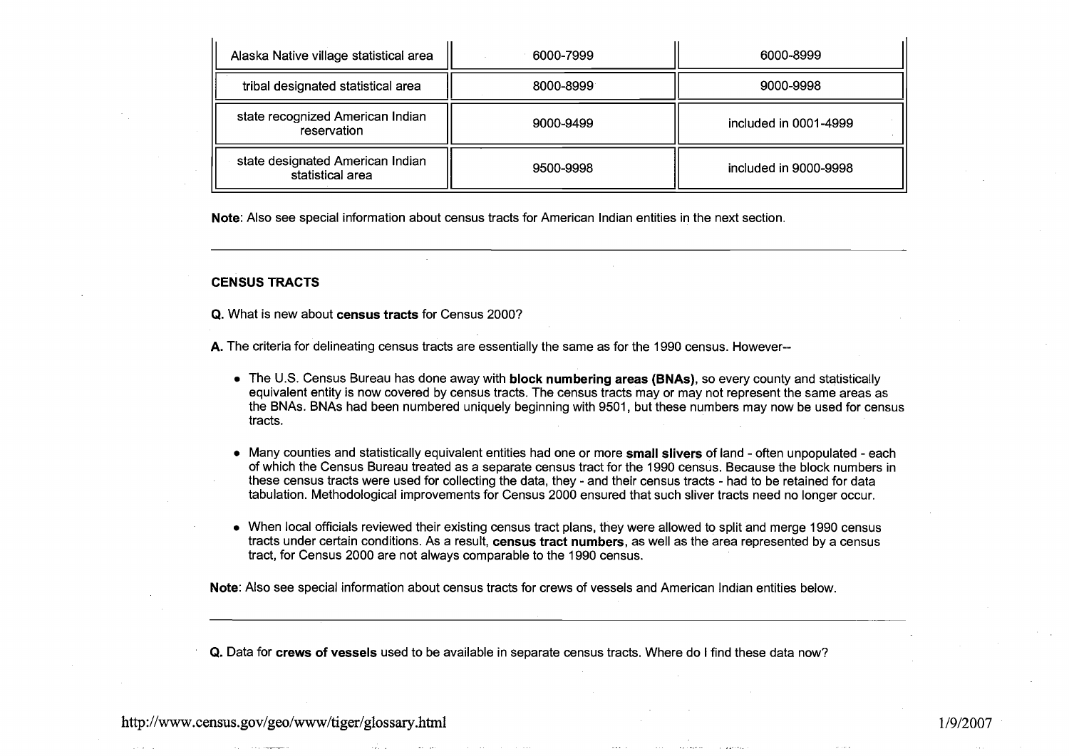| Alaska Native village statistical area | 6000-7999 | 6000-8999 |
|---|---|---|
| tribal designated statistical area | 8000-8999 | 9000-9998 |
| state recognized American Indian reservation | 9000-9499 | included in 0001-4999 |
| state designated American Indian statistical area | 9500-9998 | included in 9000-9998 |

**Note**: Also see special information about census tracts for American Indian entities in the next section.

---

### CENSUS TRACTS

**Q.** What is new about **census tracts** for Census 2000?

**A.** The criteria for delineating census tracts are essentially the same as for the 1990 census. However--

- The U.S. Census Bureau has done away with **block numbering areas (BNAs)**, so every county and statistically equivalent entity is now covered by census tracts. The census tracts may or may not represent the same areas as the BNAs. BNAs had been numbered uniquely beginning with 9501, but these numbers may now be used for census tracts.
- Many counties and statistically equivalent entities had one or more **small slivers** of land - often unpopulated - each of which the Census Bureau treated as a separate census tract for the 1990 census. Because the block numbers in these census tracts were used for collecting the data, they - and their census tracts - had to be retained for data tabulation. Methodological improvements for Census 2000 ensured that such sliver tracts need no longer occur.
- When local officials reviewed their existing census tract plans, they were allowed to split and merge 1990 census tracts under certain conditions. As a result, **census tract numbers**, as well as the area represented by a census tract, for Census 2000 are not always comparable to the 1990 census.

**Note**: Also see special information about census tracts for crews of vessels and American Indian entities below.

---

**Q.** Data for **crews of vessels** used to be available in separate census tracts. Where do I find these data now?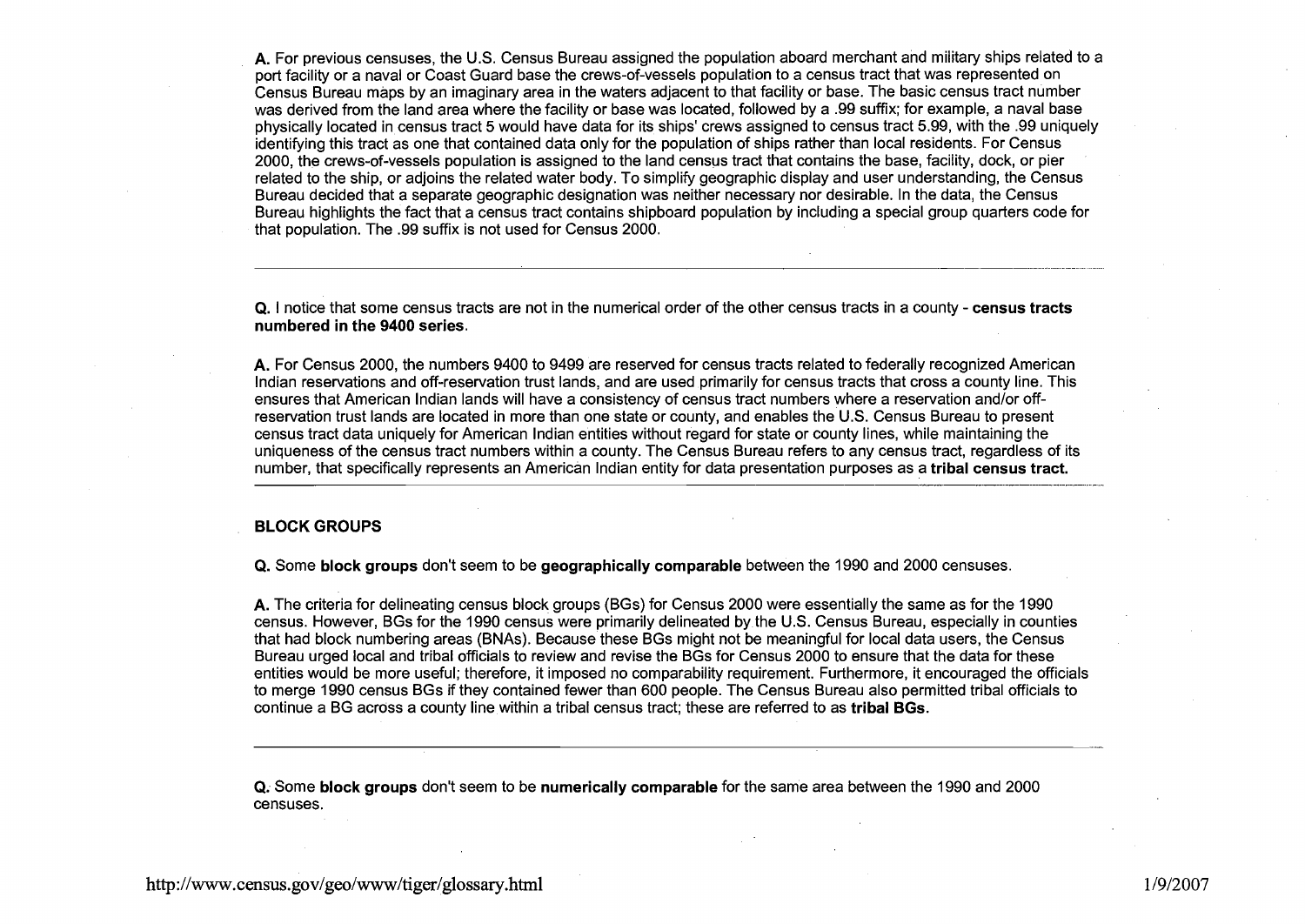**A.** For previous censuses, the U.S. Census Bureau assigned the population aboard merchant and military ships related to a port facility or a naval or Coast Guard base the crews-of-vessels population to a census tract that was represented on Census Bureau maps by an imaginary area in the waters adjacent to that facility or base. The basic census tract number was derived from the land area where the facility or base was located, followed by a .99 suffix; for example, a naval base physically located in census tract 5 would have data for its ships' crews assigned to census tract 5.99, with the .99 uniquely identifying this tract as one that contained data only for the population of ships rather than local residents. For Census 2000, the crews-of-vessels population is assigned to the land census tract that contains the base, facility, dock, or pier related to the ship, or adjoins the related water body. To simplify geographic display and user understanding, the Census Bureau decided that a separate geographic designation was neither necessary nor desirable. In the data, the Census Bureau highlights the fact that a census tract contains shipboard population by including a special group quarters code for that population. The .99 suffix is not used for Census 2000.

---

**Q.** I notice that some census tracts are not in the numerical order of the other census tracts in a county - **census tracts numbered in the 9400 series**.

**A.** For Census 2000, the numbers 9400 to 9499 are reserved for census tracts related to federally recognized American Indian reservations and off-reservation trust lands, and are used primarily for census tracts that cross a county line. This ensures that American Indian lands will have a consistency of census tract numbers where a reservation and/or off-reservation trust lands are located in more than one state or county, and enables the U.S. Census Bureau to present census tract data uniquely for American Indian entities without regard for state or county lines, while maintaining the uniqueness of the census tract numbers within a county. The Census Bureau refers to any census tract, regardless of its number, that specifically represents an American Indian entity for data presentation purposes as a **tribal census tract.**

---

### BLOCK GROUPS

**Q.** Some **block groups** don't seem to be **geographically comparable** between the 1990 and 2000 censuses.

**A.** The criteria for delineating census block groups (BGs) for Census 2000 were essentially the same as for the 1990 census. However, BGs for the 1990 census were primarily delineated by the U.S. Census Bureau, especially in counties that had block numbering areas (BNAs). Because these BGs might not be meaningful for local data users, the Census Bureau urged local and tribal officials to review and revise the BGs for Census 2000 to ensure that the data for these entities would be more useful; therefore, it imposed no comparability requirement. Furthermore, it encouraged the officials to merge 1990 census BGs if they contained fewer than 600 people. The Census Bureau also permitted tribal officials to continue a BG across a county line within a tribal census tract; these are referred to as **tribal BGs.**

---

**Q.** Some **block groups** don't seem to be **numerically comparable** for the same area between the 1990 and 2000 censuses.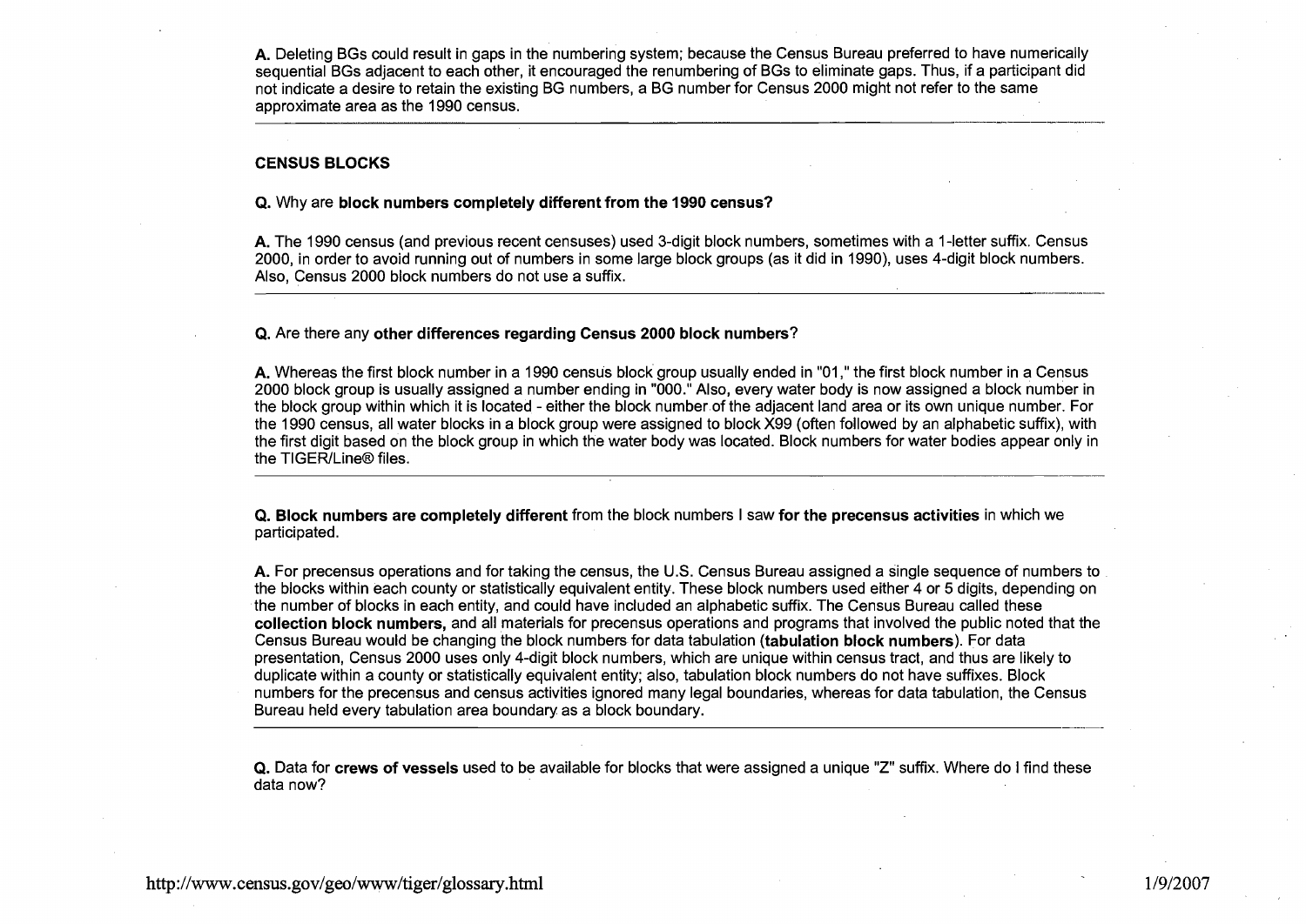**A.** Deleting BGs could result in gaps in the numbering system; because the Census Bureau preferred to have numerically sequential BGs adjacent to each other, it encouraged the renumbering of BGs to eliminate gaps. Thus, if a participant did not indicate a desire to retain the existing BG numbers, a BG number for Census 2000 might not refer to the same approximate area as the 1990 census.

---

### CENSUS BLOCKS

**Q.** Why are **block numbers completely different from the 1990 census?**

**A.** The 1990 census (and previous recent censuses) used 3-digit block numbers, sometimes with a 1-letter suffix. Census 2000, in order to avoid running out of numbers in some large block groups (as it did in 1990), uses 4-digit block numbers. Also, Census 2000 block numbers do not use a suffix.

---

**Q.** Are there any **other differences regarding Census 2000 block numbers**?

**A.** Whereas the first block number in a 1990 census block group usually ended in "01," the first block number in a Census 2000 block group is usually assigned a number ending in "000." Also, every water body is now assigned a block number in the block group within which it is located - either the block number of the adjacent land area or its own unique number. For the 1990 census, all water blocks in a block group were assigned to block X99 (often followed by an alphabetic suffix), with the first digit based on the block group in which the water body was located. Block numbers for water bodies appear only in the TIGER/Line® files.

---

**Q. Block numbers are completely different** from the block numbers I saw **for the precensus activities** in which we participated.

**A.** For precensus operations and for taking the census, the U.S. Census Bureau assigned a single sequence of numbers to the blocks within each county or statistically equivalent entity. These block numbers used either 4 or 5 digits, depending on the number of blocks in each entity, and could have included an alphabetic suffix. The Census Bureau called these **collection block numbers,** and all materials for precensus operations and programs that involved the public noted that the Census Bureau would be changing the block numbers for data tabulation (**tabulation block numbers**). For data presentation, Census 2000 uses only 4-digit block numbers, which are unique within census tract, and thus are likely to duplicate within a county or statistically equivalent entity; also, tabulation block numbers do not have suffixes. Block numbers for the precensus and census activities ignored many legal boundaries, whereas for data tabulation, the Census Bureau held every tabulation area boundary as a block boundary.

---

**Q.** Data for **crews of vessels** used to be available for blocks that were assigned a unique "Z" suffix. Where do I find these data now?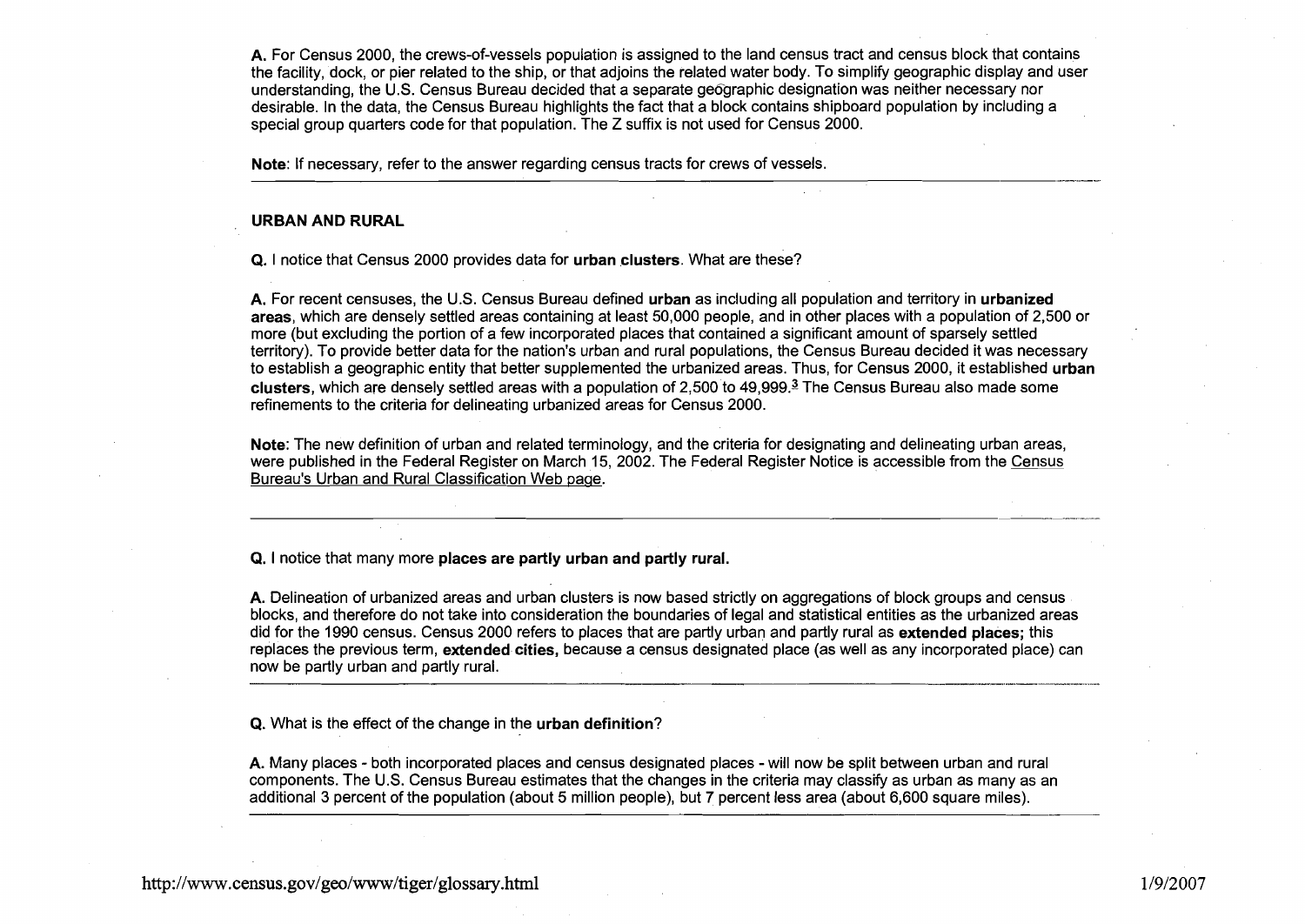**A.** For Census 2000, the crews-of-vessels population is assigned to the land census tract and census block that contains the facility, dock, or pier related to the ship, or that adjoins the related water body. To simplify geographic display and user understanding, the U.S. Census Bureau decided that a separate geographic designation was neither necessary nor desirable. In the data, the Census Bureau highlights the fact that a block contains shipboard population by including a special group quarters code for that population. The Z suffix is not used for Census 2000.

**Note**: If necessary, refer to the answer regarding census tracts for crews of vessels.

---

**URBAN AND RURAL**

**Q.** I notice that Census 2000 provides data for **urban clusters**. What are these?

**A.** For recent censuses, the U.S. Census Bureau defined **urban** as including all population and territory in **urbanized areas**, which are densely settled areas containing at least 50,000 people, and in other places with a population of 2,500 or more (but excluding the portion of a few incorporated places that contained a significant amount of sparsely settled territory). To provide better data for the nation's urban and rural populations, the Census Bureau decided it was necessary to establish a geographic entity that better supplemented the urbanized areas. Thus, for Census 2000, it established **urban clusters**, which are densely settled areas with a population of 2,500 to 49,999.[3] The Census Bureau also made some refinements to the criteria for delineating urbanized areas for Census 2000.

**Note**: The new definition of urban and related terminology, and the criteria for designating and delineating urban areas, were published in the Federal Register on March 15, 2002. The Federal Register Notice is accessible from the Census Bureau's Urban and Rural Classification Web page.

---

**Q.** I notice that many more **places are partly urban and partly rural.**

**A.** Delineation of urbanized areas and urban clusters is now based strictly on aggregations of block groups and census blocks, and therefore do not take into consideration the boundaries of legal and statistical entities as the urbanized areas did for the 1990 census. Census 2000 refers to places that are partly urban and partly rural as **extended places;** this replaces the previous term, **extended cities,** because a census designated place (as well as any incorporated place) can now be partly urban and partly rural.

---

**Q.** What is the effect of the change in the **urban definition**?

**A.** Many places - both incorporated places and census designated places - will now be split between urban and rural components. The U.S. Census Bureau estimates that the changes in the criteria may classify as urban as many as an additional 3 percent of the population (about 5 million people), but 7 percent less area (about 6,600 square miles).

---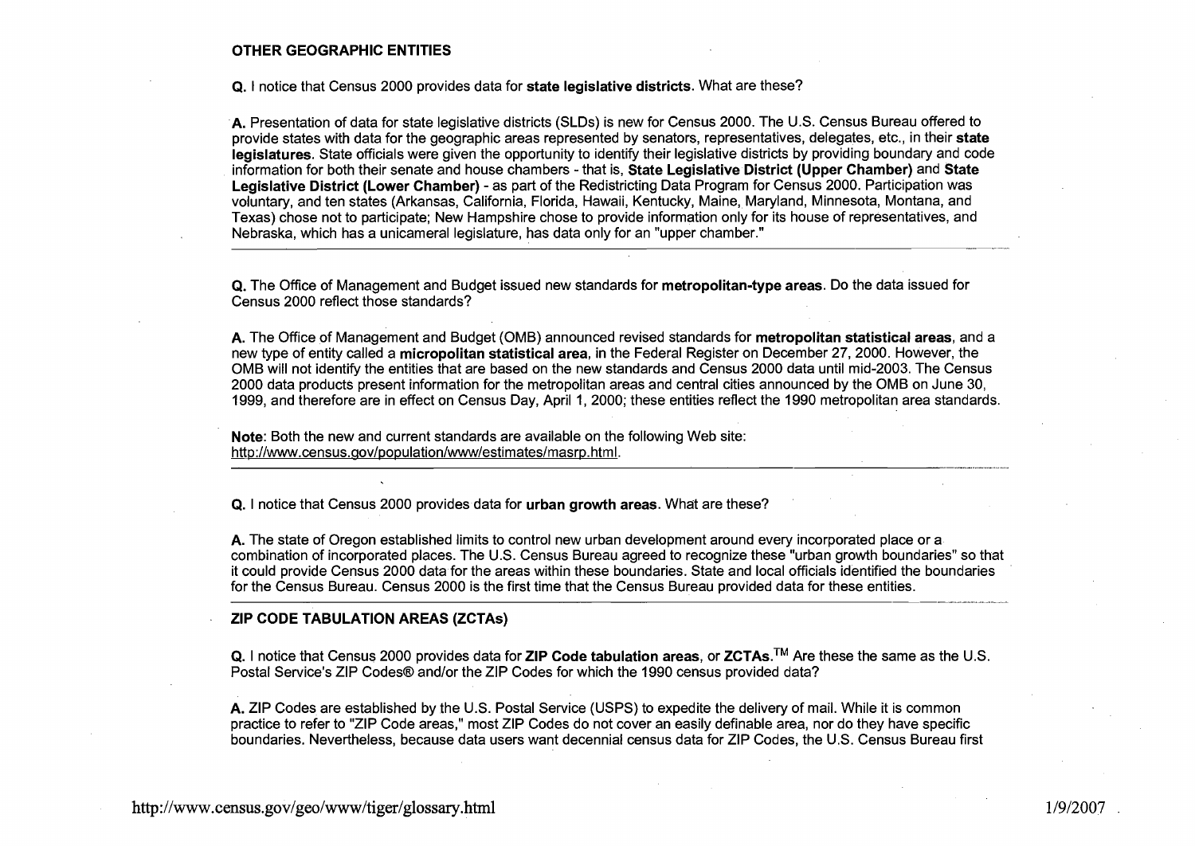## OTHER GEOGRAPHIC ENTITIES

**Q.** I notice that Census 2000 provides data for **state legislative districts**. What are these?

**A.** Presentation of data for state legislative districts (SLDs) is new for Census 2000. The U.S. Census Bureau offered to provide states with data for the geographic areas represented by senators, representatives, delegates, etc., in their **state legislatures**. State officials were given the opportunity to identify their legislative districts by providing boundary and code information for both their senate and house chambers - that is, **State Legislative District (Upper Chamber)** and **State Legislative District (Lower Chamber)** - as part of the Redistricting Data Program for Census 2000. Participation was voluntary, and ten states (Arkansas, California, Florida, Hawaii, Kentucky, Maine, Maryland, Minnesota, Montana, and Texas) chose not to participate; New Hampshire chose to provide information only for its house of representatives, and Nebraska, which has a unicameral legislature, has data only for an "upper chamber."

---

**Q.** The Office of Management and Budget issued new standards for **metropolitan-type areas**. Do the data issued for Census 2000 reflect those standards?

**A.** The Office of Management and Budget (OMB) announced revised standards for **metropolitan statistical areas**, and a new type of entity called a **micropolitan statistical area**, in the Federal Register on December 27, 2000. However, the OMB will not identify the entities that are based on the new standards and Census 2000 data until mid-2003. The Census 2000 data products present information for the metropolitan areas and central cities announced by the OMB on June 30, 1999, and therefore are in effect on Census Day, April 1, 2000; these entities reflect the 1990 metropolitan area standards.

**Note**: Both the new and current standards are available on the following Web site: http://www.census.gov/population/www/estimates/masrp.html.

---

**Q.** I notice that Census 2000 provides data for **urban growth areas**. What are these?

**A.** The state of Oregon established limits to control new urban development around every incorporated place or a combination of incorporated places. The U.S. Census Bureau agreed to recognize these "urban growth boundaries" so that it could provide Census 2000 data for the areas within these boundaries. State and local officials identified the boundaries for the Census Bureau. Census 2000 is the first time that the Census Bureau provided data for these entities.

---

## ZIP CODE TABULATION AREAS (ZCTAs)

**Q.** I notice that Census 2000 provides data for **ZIP Code tabulation areas**, or **ZCTAs.**™ Are these the same as the U.S. Postal Service's ZIP Codes® and/or the ZIP Codes for which the 1990 census provided data?

**A.** ZIP Codes are established by the U.S. Postal Service (USPS) to expedite the delivery of mail. While it is common practice to refer to "ZIP Code areas," most ZIP Codes do not cover an easily definable area, nor do they have specific boundaries. Nevertheless, because data users want decennial census data for ZIP Codes, the U.S. Census Bureau first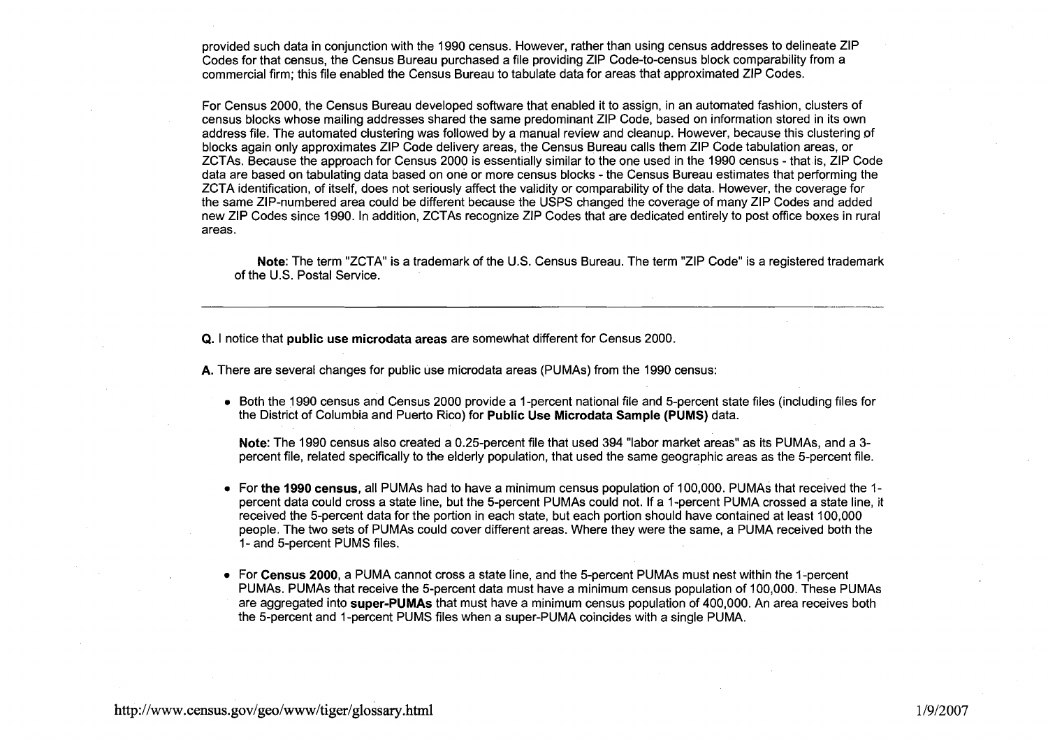provided such data in conjunction with the 1990 census. However, rather than using census addresses to delineate ZIP Codes for that census, the Census Bureau purchased a file providing ZIP Code-to-census block comparability from a commercial firm; this file enabled the Census Bureau to tabulate data for areas that approximated ZIP Codes.

For Census 2000, the Census Bureau developed software that enabled it to assign, in an automated fashion, clusters of census blocks whose mailing addresses shared the same predominant ZIP Code, based on information stored in its own address file. The automated clustering was followed by a manual review and cleanup. However, because this clustering of blocks again only approximates ZIP Code delivery areas, the Census Bureau calls them ZIP Code tabulation areas, or ZCTAs. Because the approach for Census 2000 is essentially similar to the one used in the 1990 census - that is, ZIP Code data are based on tabulating data based on one or more census blocks - the Census Bureau estimates that performing the ZCTA identification, of itself, does not seriously affect the validity or comparability of the data. However, the coverage for the same ZIP-numbered area could be different because the USPS changed the coverage of many ZIP Codes and added new ZIP Codes since 1990. In addition, ZCTAs recognize ZIP Codes that are dedicated entirely to post office boxes in rural areas.

> **Note**: The term "ZCTA" is a trademark of the U.S. Census Bureau. The term "ZIP Code" is a registered trademark of the U.S. Postal Service.

---

**Q.** I notice that **public use microdata areas** are somewhat different for Census 2000.

**A.** There are several changes for public use microdata areas (PUMAs) from the 1990 census:

- Both the 1990 census and Census 2000 provide a 1-percent national file and 5-percent state files (including files for the District of Columbia and Puerto Rico) for **Public Use Microdata Sample (PUMS)** data.

  **Note:** The 1990 census also created a 0.25-percent file that used 394 "labor market areas" as its PUMAs, and a 3-percent file, related specifically to the elderly population, that used the same geographic areas as the 5-percent file.

- For **the 1990 census**, all PUMAs had to have a minimum census population of 100,000. PUMAs that received the 1-percent data could cross a state line, but the 5-percent PUMAs could not. If a 1-percent PUMA crossed a state line, it received the 5-percent data for the portion in each state, but each portion should have contained at least 100,000 people. The two sets of PUMAs could cover different areas. Where they were the same, a PUMA received both the 1- and 5-percent PUMS files.

- For **Census 2000**, a PUMA cannot cross a state line, and the 5-percent PUMAs must nest within the 1-percent PUMAs. PUMAs that receive the 5-percent data must have a minimum census population of 100,000. These PUMAs are aggregated into **super-PUMAs** that must have a minimum census population of 400,000. An area receives both the 5-percent and 1-percent PUMS files when a super-PUMA coincides with a single PUMA.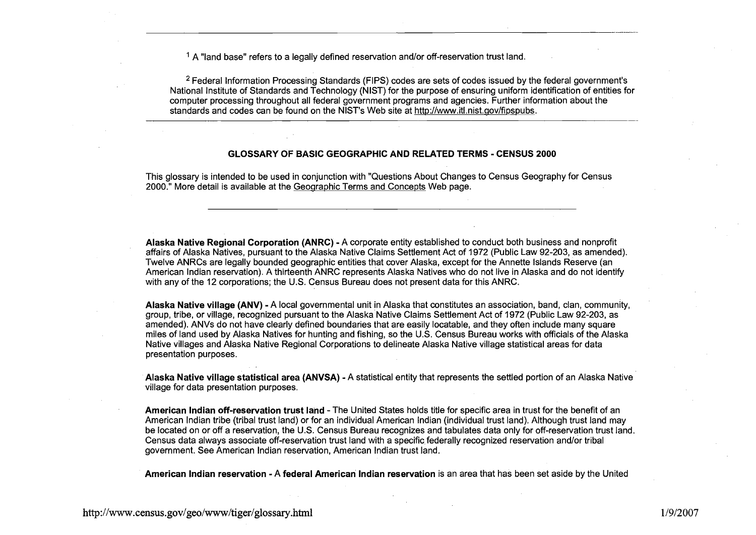[1] A "land base" refers to a legally defined reservation and/or off-reservation trust land.

[2] Federal Information Processing Standards (FIPS) codes are sets of codes issued by the federal government's National Institute of Standards and Technology (NIST) for the purpose of ensuring uniform identification of entities for computer processing throughout all federal government programs and agencies. Further information about the standards and codes can be found on the NIST's Web site at http://www.itl.nist.gov/fipspubs.

---

## GLOSSARY OF BASIC GEOGRAPHIC AND RELATED TERMS - CENSUS 2000

This glossary is intended to be used in conjunction with "Questions About Changes to Census Geography for Census 2000." More detail is available at the Geographic Terms and Concepts Web page.

---

**Alaska Native Regional Corporation (ANRC)** - A corporate entity established to conduct both business and nonprofit affairs of Alaska Natives, pursuant to the Alaska Native Claims Settlement Act of 1972 (Public Law 92-203, as amended). Twelve ANRCs are legally bounded geographic entities that cover Alaska, except for the Annette Islands Reserve (an American Indian reservation). A thirteenth ANRC represents Alaska Natives who do not live in Alaska and do not identify with any of the 12 corporations; the U.S. Census Bureau does not present data for this ANRC.

**Alaska Native village (ANV)** - A local governmental unit in Alaska that constitutes an association, band, clan, community, group, tribe, or village, recognized pursuant to the Alaska Native Claims Settlement Act of 1972 (Public Law 92-203, as amended). ANVs do not have clearly defined boundaries that are easily locatable, and they often include many square miles of land used by Alaska Natives for hunting and fishing, so the U.S. Census Bureau works with officials of the Alaska Native villages and Alaska Native Regional Corporations to delineate Alaska Native village statistical areas for data presentation purposes.

**Alaska Native village statistical area (ANVSA)** - A statistical entity that represents the settled portion of an Alaska Native village for data presentation purposes.

**American Indian off-reservation trust land** - The United States holds title for specific area in trust for the benefit of an American Indian tribe (tribal trust land) or for an individual American Indian (individual trust land). Although trust land may be located on or off a reservation, the U.S. Census Bureau recognizes and tabulates data only for off-reservation trust land. Census data always associate off-reservation trust land with a specific federally recognized reservation and/or tribal government. See American Indian reservation, American Indian trust land.

**American Indian reservation** - A **federal American Indian reservation** is an area that has been set aside by the United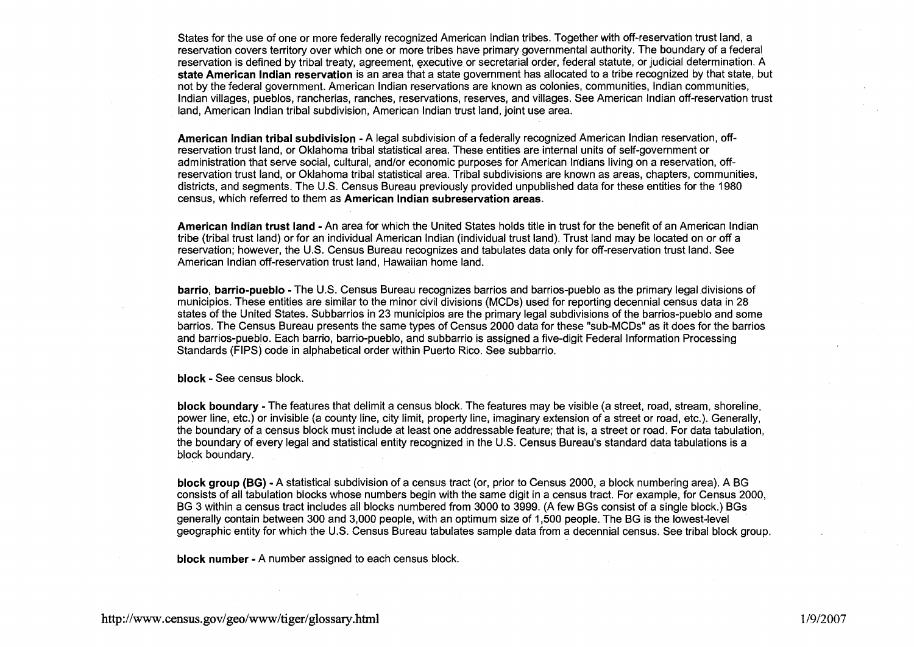States for the use of one or more federally recognized American Indian tribes. Together with off-reservation trust land, a reservation covers territory over which one or more tribes have primary governmental authority. The boundary of a federal reservation is defined by tribal treaty, agreement, executive or secretarial order, federal statute, or judicial determination. A **state American Indian reservation** is an area that a state government has allocated to a tribe recognized by that state, but not by the federal government. American Indian reservations are known as colonies, communities, Indian communities, Indian villages, pueblos, rancherias, ranches, reservations, reserves, and villages. See American Indian off-reservation trust land, American Indian tribal subdivision, American Indian trust land, joint use area.

**American Indian tribal subdivision -** A legal subdivision of a federally recognized American Indian reservation, off-reservation trust land, or Oklahoma tribal statistical area. These entities are internal units of self-government or administration that serve social, cultural, and/or economic purposes for American Indians living on a reservation, off-reservation trust land, or Oklahoma tribal statistical area. Tribal subdivisions are known as areas, chapters, communities, districts, and segments. The U.S. Census Bureau previously provided unpublished data for these entities for the 1980 census, which referred to them as **American Indian subreservation areas**.

**American Indian trust land -** An area for which the United States holds title in trust for the benefit of an American Indian tribe (tribal trust land) or for an individual American Indian (individual trust land). Trust land may be located on or off a reservation; however, the U.S. Census Bureau recognizes and tabulates data only for off-reservation trust land. See American Indian off-reservation trust land, Hawaiian home land.

**barrio, barrio-pueblo -** The U.S. Census Bureau recognizes barrios and barrios-pueblo as the primary legal divisions of municipios. These entities are similar to the minor civil divisions (MCDs) used for reporting decennial census data in 28 states of the United States. Subbarrios in 23 municipios are the primary legal subdivisions of the barrios-pueblo and some barrios. The Census Bureau presents the same types of Census 2000 data for these "sub-MCDs" as it does for the barrios and barrios-pueblo. Each barrio, barrio-pueblo, and subbarrio is assigned a five-digit Federal Information Processing Standards (FIPS) code in alphabetical order within Puerto Rico. See subbarrio.

**block -** See census block.

**block boundary -** The features that delimit a census block. The features may be visible (a street, road, stream, shoreline, power line, etc.) or invisible (a county line, city limit, property line, imaginary extension of a street or road, etc.). Generally, the boundary of a census block must include at least one addressable feature; that is, a street or road. For data tabulation, the boundary of every legal and statistical entity recognized in the U.S. Census Bureau's standard data tabulations is a block boundary.

**block group (BG) -** A statistical subdivision of a census tract (or, prior to Census 2000, a block numbering area). A BG consists of all tabulation blocks whose numbers begin with the same digit in a census tract. For example, for Census 2000, BG 3 within a census tract includes all blocks numbered from 3000 to 3999. (A few BGs consist of a single block.) BGs generally contain between 300 and 3,000 people, with an optimum size of 1,500 people. The BG is the lowest-level geographic entity for which the U.S. Census Bureau tabulates sample data from a decennial census. See tribal block group.

**block number -** A number assigned to each census block.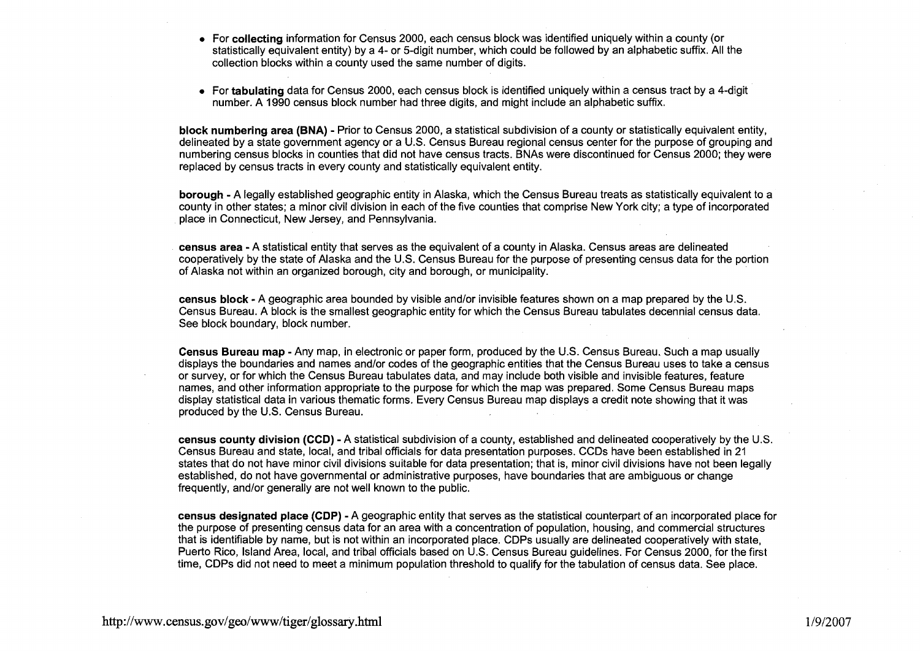- For **collecting** information for Census 2000, each census block was identified uniquely within a county (or statistically equivalent entity) by a 4- or 5-digit number, which could be followed by an alphabetic suffix. All the collection blocks within a county used the same number of digits.

- For **tabulating** data for Census 2000, each census block is identified uniquely within a census tract by a 4-digit number. A 1990 census block number had three digits, and might include an alphabetic suffix.

**block numbering area (BNA)** - Prior to Census 2000, a statistical subdivision of a county or statistically equivalent entity, delineated by a state government agency or a U.S. Census Bureau regional census center for the purpose of grouping and numbering census blocks in counties that did not have census tracts. BNAs were discontinued for Census 2000; they were replaced by census tracts in every county and statistically equivalent entity.

**borough** - A legally established geographic entity in Alaska, which the Census Bureau treats as statistically equivalent to a county in other states; a minor civil division in each of the five counties that comprise New York city; a type of incorporated place in Connecticut, New Jersey, and Pennsylvania.

**census area** - A statistical entity that serves as the equivalent of a county in Alaska. Census areas are delineated cooperatively by the state of Alaska and the U.S. Census Bureau for the purpose of presenting census data for the portion of Alaska not within an organized borough, city and borough, or municipality.

**census block** - A geographic area bounded by visible and/or invisible features shown on a map prepared by the U.S. Census Bureau. A block is the smallest geographic entity for which the Census Bureau tabulates decennial census data. See block boundary, block number.

**Census Bureau map** - Any map, in electronic or paper form, produced by the U.S. Census Bureau. Such a map usually displays the boundaries and names and/or codes of the geographic entities that the Census Bureau uses to take a census or survey, or for which the Census Bureau tabulates data, and may include both visible and invisible features, feature names, and other information appropriate to the purpose for which the map was prepared. Some Census Bureau maps display statistical data in various thematic forms. Every Census Bureau map displays a credit note showing that it was produced by the U.S. Census Bureau.

**census county division (CCD)** - A statistical subdivision of a county, established and delineated cooperatively by the U.S. Census Bureau and state, local, and tribal officials for data presentation purposes. CCDs have been established in 21 states that do not have minor civil divisions suitable for data presentation; that is, minor civil divisions have not been legally established, do not have governmental or administrative purposes, have boundaries that are ambiguous or change frequently, and/or generally are not well known to the public.

**census designated place (CDP)** - A geographic entity that serves as the statistical counterpart of an incorporated place for the purpose of presenting census data for an area with a concentration of population, housing, and commercial structures that is identifiable by name, but is not within an incorporated place. CDPs usually are delineated cooperatively with state, Puerto Rico, Island Area, local, and tribal officials based on U.S. Census Bureau guidelines. For Census 2000, for the first time, CDPs did not need to meet a minimum population threshold to qualify for the tabulation of census data. See place.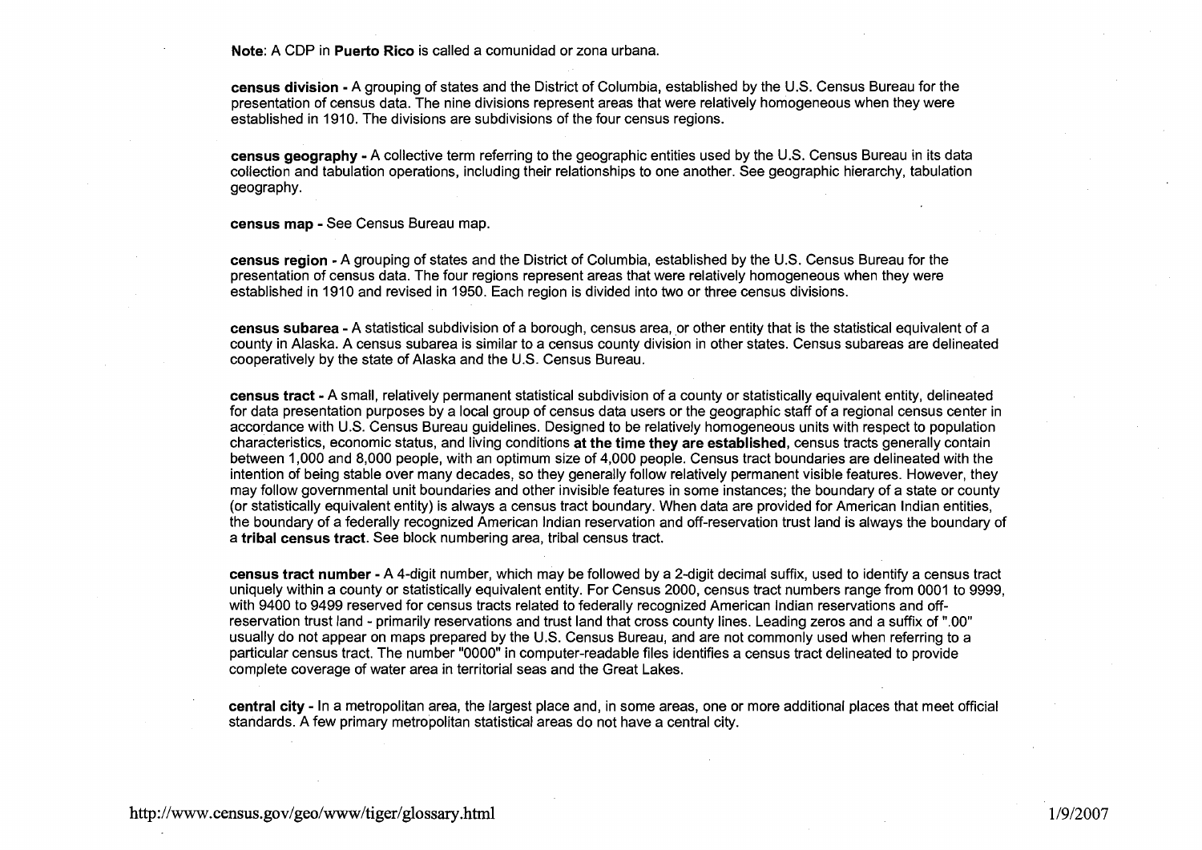**Note**: A CDP in **Puerto Rico** is called a comunidad or zona urbana.

**census division** - A grouping of states and the District of Columbia, established by the U.S. Census Bureau for the presentation of census data. The nine divisions represent areas that were relatively homogeneous when they were established in 1910. The divisions are subdivisions of the four census regions.

**census geography** - A collective term referring to the geographic entities used by the U.S. Census Bureau in its data collection and tabulation operations, including their relationships to one another. See geographic hierarchy, tabulation geography.

**census map** - See Census Bureau map.

**census region** - A grouping of states and the District of Columbia, established by the U.S. Census Bureau for the presentation of census data. The four regions represent areas that were relatively homogeneous when they were established in 1910 and revised in 1950. Each region is divided into two or three census divisions.

**census subarea** - A statistical subdivision of a borough, census area, or other entity that is the statistical equivalent of a county in Alaska. A census subarea is similar to a census county division in other states. Census subareas are delineated cooperatively by the state of Alaska and the U.S. Census Bureau.

**census tract** - A small, relatively permanent statistical subdivision of a county or statistically equivalent entity, delineated for data presentation purposes by a local group of census data users or the geographic staff of a regional census center in accordance with U.S. Census Bureau guidelines. Designed to be relatively homogeneous units with respect to population characteristics, economic status, and living conditions **at the time they are established**, census tracts generally contain between 1,000 and 8,000 people, with an optimum size of 4,000 people. Census tract boundaries are delineated with the intention of being stable over many decades, so they generally follow relatively permanent visible features. However, they may follow governmental unit boundaries and other invisible features in some instances; the boundary of a state or county (or statistically equivalent entity) is always a census tract boundary. When data are provided for American Indian entities, the boundary of a federally recognized American Indian reservation and off-reservation trust land is always the boundary of a **tribal census tract**. See block numbering area, tribal census tract.

**census tract number** - A 4-digit number, which may be followed by a 2-digit decimal suffix, used to identify a census tract uniquely within a county or statistically equivalent entity. For Census 2000, census tract numbers range from 0001 to 9999, with 9400 to 9499 reserved for census tracts related to federally recognized American Indian reservations and off-reservation trust land - primarily reservations and trust land that cross county lines. Leading zeros and a suffix of ".00" usually do not appear on maps prepared by the U.S. Census Bureau, and are not commonly used when referring to a particular census tract. The number "0000" in computer-readable files identifies a census tract delineated to provide complete coverage of water area in territorial seas and the Great Lakes.

**central city** - In a metropolitan area, the largest place and, in some areas, one or more additional places that meet official standards. A few primary metropolitan statistical areas do not have a central city.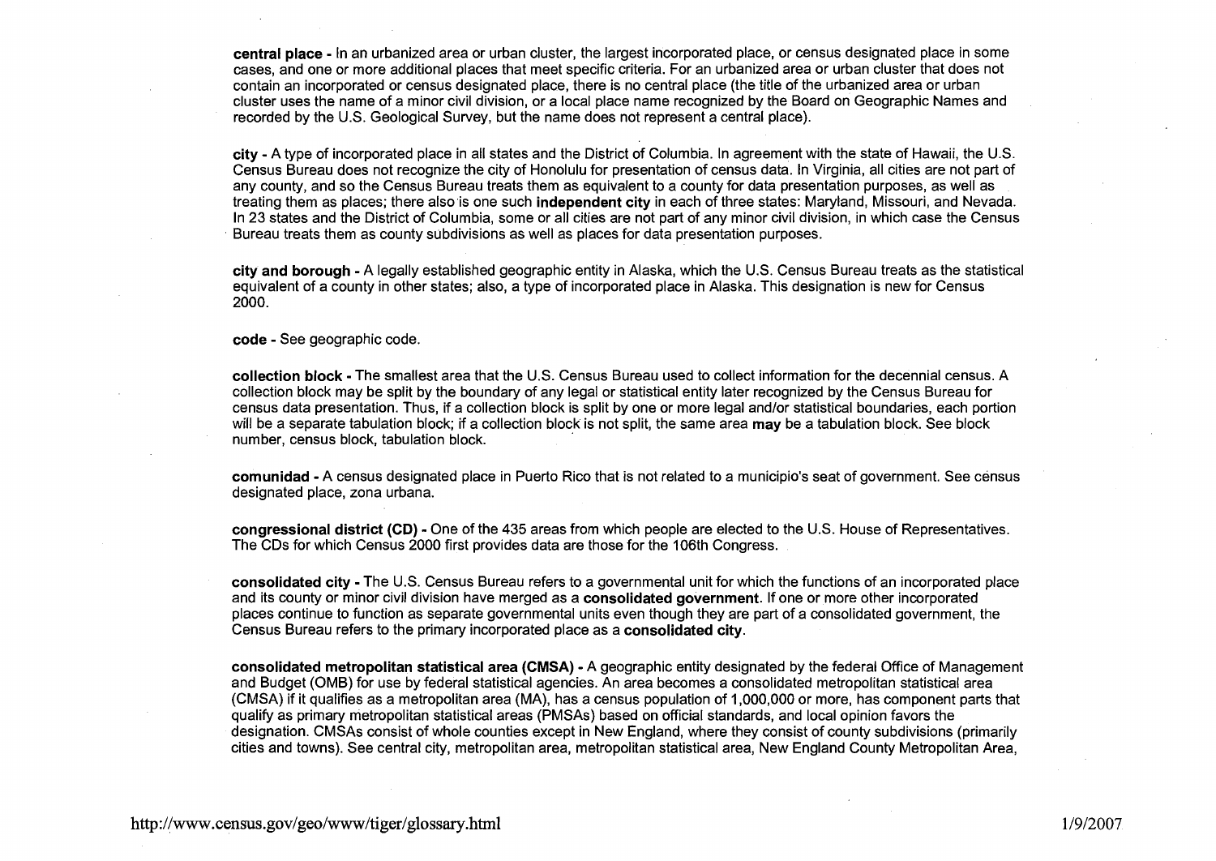**central place** - In an urbanized area or urban cluster, the largest incorporated place, or census designated place in some cases, and one or more additional places that meet specific criteria. For an urbanized area or urban cluster that does not contain an incorporated or census designated place, there is no central place (the title of the urbanized area or urban cluster uses the name of a minor civil division, or a local place name recognized by the Board on Geographic Names and recorded by the U.S. Geological Survey, but the name does not represent a central place).

**city** - A type of incorporated place in all states and the District of Columbia. In agreement with the state of Hawaii, the U.S. Census Bureau does not recognize the city of Honolulu for presentation of census data. In Virginia, all cities are not part of any county, and so the Census Bureau treats them as equivalent to a county for data presentation purposes, as well as treating them as places; there also is one such **independent city** in each of three states: Maryland, Missouri, and Nevada. In 23 states and the District of Columbia, some or all cities are not part of any minor civil division, in which case the Census Bureau treats them as county subdivisions as well as places for data presentation purposes.

**city and borough** - A legally established geographic entity in Alaska, which the U.S. Census Bureau treats as the statistical equivalent of a county in other states; also, a type of incorporated place in Alaska. This designation is new for Census 2000.

**code** - See geographic code.

**collection block** - The smallest area that the U.S. Census Bureau used to collect information for the decennial census. A collection block may be split by the boundary of any legal or statistical entity later recognized by the Census Bureau for census data presentation. Thus, if a collection block is split by one or more legal and/or statistical boundaries, each portion will be a separate tabulation block; if a collection block is not split, the same area **may** be a tabulation block. See block number, census block, tabulation block.

**comunidad** - A census designated place in Puerto Rico that is not related to a municipio's seat of government. See census designated place, zona urbana.

**congressional district (CD)** - One of the 435 areas from which people are elected to the U.S. House of Representatives. The CDs for which Census 2000 first provides data are those for the 106th Congress.

**consolidated city** - The U.S. Census Bureau refers to a governmental unit for which the functions of an incorporated place and its county or minor civil division have merged as a **consolidated government**. If one or more other incorporated places continue to function as separate governmental units even though they are part of a consolidated government, the Census Bureau refers to the primary incorporated place as a **consolidated city**.

**consolidated metropolitan statistical area (CMSA)** - A geographic entity designated by the federal Office of Management and Budget (OMB) for use by federal statistical agencies. An area becomes a consolidated metropolitan statistical area (CMSA) if it qualifies as a metropolitan area (MA), has a census population of 1,000,000 or more, has component parts that qualify as primary metropolitan statistical areas (PMSAs) based on official standards, and local opinion favors the designation. CMSAs consist of whole counties except in New England, where they consist of county subdivisions (primarily cities and towns). See central city, metropolitan area, metropolitan statistical area, New England County Metropolitan Area,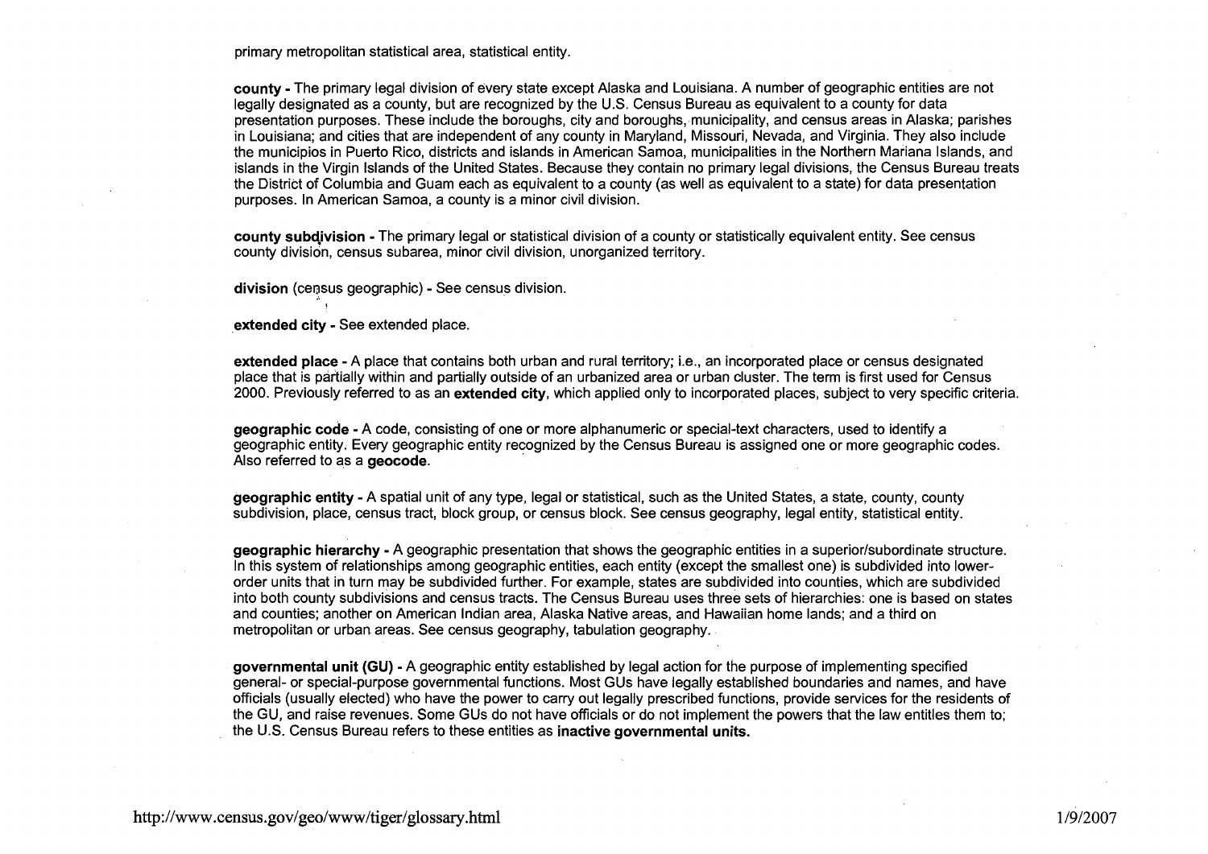primary metropolitan statistical area, statistical entity.

**county** - The primary legal division of every state except Alaska and Louisiana. A number of geographic entities are not legally designated as a county, but are recognized by the U.S. Census Bureau as equivalent to a county for data presentation purposes. These include the boroughs, city and boroughs, municipality, and census areas in Alaska; parishes in Louisiana; and cities that are independent of any county in Maryland, Missouri, Nevada, and Virginia. They also include the municipios in Puerto Rico, districts and islands in American Samoa, municipalities in the Northern Mariana Islands, and islands in the Virgin Islands of the United States. Because they contain no primary legal divisions, the Census Bureau treats the District of Columbia and Guam each as equivalent to a county (as well as equivalent to a state) for data presentation purposes. In American Samoa, a county is a minor civil division.

**county subdivision** - The primary legal or statistical division of a county or statistically equivalent entity. See census county division, census subarea, minor civil division, unorganized territory.

**division** (census geographic) - See census division.

**extended city** - See extended place.

**extended place** - A place that contains both urban and rural territory; i.e., an incorporated place or census designated place that is partially within and partially outside of an urbanized area or urban cluster. The term is first used for Census 2000. Previously referred to as an **extended city**, which applied only to incorporated places, subject to very specific criteria.

**geographic code** - A code, consisting of one or more alphanumeric or special-text characters, used to identify a geographic entity. Every geographic entity recognized by the Census Bureau is assigned one or more geographic codes. Also referred to as a **geocode**.

**geographic entity** - A spatial unit of any type, legal or statistical, such as the United States, a state, county, county subdivision, place, census tract, block group, or census block. See census geography, legal entity, statistical entity.

**geographic hierarchy** - A geographic presentation that shows the geographic entities in a superior/subordinate structure. In this system of relationships among geographic entities, each entity (except the smallest one) is subdivided into lower-order units that in turn may be subdivided further. For example, states are subdivided into counties, which are subdivided into both county subdivisions and census tracts. The Census Bureau uses three sets of hierarchies: one is based on states and counties; another on American Indian area, Alaska Native areas, and Hawaiian home lands; and a third on metropolitan or urban areas. See census geography, tabulation geography.

**governmental unit (GU)** - A geographic entity established by legal action for the purpose of implementing specified general- or special-purpose governmental functions. Most GUs have legally established boundaries and names, and have officials (usually elected) who have the power to carry out legally prescribed functions, provide services for the residents of the GU, and raise revenues. Some GUs do not have officials or do not implement the powers that the law entitles them to; the U.S. Census Bureau refers to these entities as **inactive governmental units.**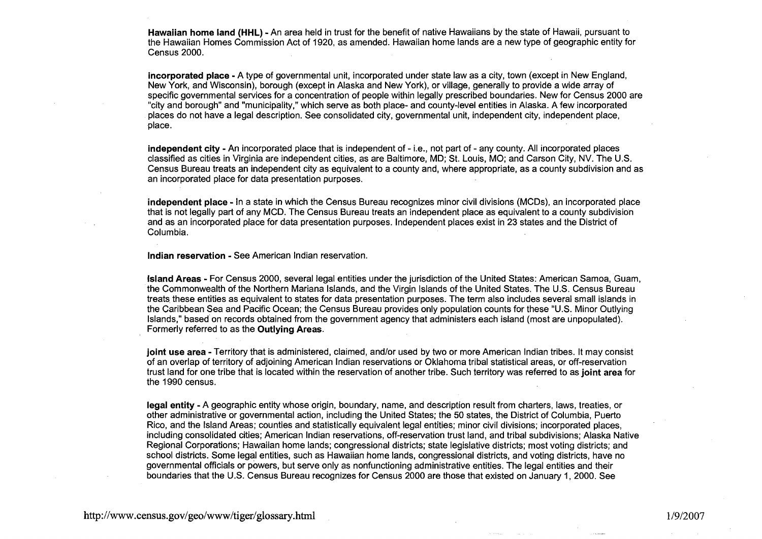**Hawaiian home land (HHL)** - An area held in trust for the benefit of native Hawaiians by the state of Hawaii, pursuant to the Hawaiian Homes Commission Act of 1920, as amended. Hawaiian home lands are a new type of geographic entity for Census 2000.

**incorporated place** - A type of governmental unit, incorporated under state law as a city, town (except in New England, New York, and Wisconsin), borough (except in Alaska and New York), or village, generally to provide a wide array of specific governmental services for a concentration of people within legally prescribed boundaries. New for Census 2000 are "city and borough" and "municipality," which serve as both place- and county-level entities in Alaska. A few incorporated places do not have a legal description. See consolidated city, governmental unit, independent city, independent place, place.

**independent city** - An incorporated place that is independent of - i.e., not part of - any county. All incorporated places classified as cities in Virginia are independent cities, as are Baltimore, MD; St. Louis, MO; and Carson City, NV. The U.S. Census Bureau treats an independent city as equivalent to a county and, where appropriate, as a county subdivision and as an incorporated place for data presentation purposes.

**independent place** - In a state in which the Census Bureau recognizes minor civil divisions (MCDs), an incorporated place that is not legally part of any MCD. The Census Bureau treats an independent place as equivalent to a county subdivision and as an incorporated place for data presentation purposes. Independent places exist in 23 states and the District of Columbia.

**Indian reservation** - See American Indian reservation.

**Island Areas** - For Census 2000, several legal entities under the jurisdiction of the United States: American Samoa, Guam, the Commonwealth of the Northern Mariana Islands, and the Virgin Islands of the United States. The U.S. Census Bureau treats these entities as equivalent to states for data presentation purposes. The term also includes several small islands in the Caribbean Sea and Pacific Ocean; the Census Bureau provides only population counts for these "U.S. Minor Outlying Islands," based on records obtained from the government agency that administers each island (most are unpopulated). Formerly referred to as the **Outlying Areas**.

**joint use area** - Territory that is administered, claimed, and/or used by two or more American Indian tribes. It may consist of an overlap of territory of adjoining American Indian reservations or Oklahoma tribal statistical areas, or off-reservation trust land for one tribe that is located within the reservation of another tribe. Such territory was referred to as **joint area** for the 1990 census.

**legal entity** - A geographic entity whose origin, boundary, name, and description result from charters, laws, treaties, or other administrative or governmental action, including the United States; the 50 states, the District of Columbia, Puerto Rico, and the Island Areas; counties and statistically equivalent legal entities; minor civil divisions; incorporated places, including consolidated cities; American Indian reservations, off-reservation trust land, and tribal subdivisions; Alaska Native Regional Corporations; Hawaiian home lands; congressional districts; state legislative districts; most voting districts; and school districts. Some legal entities, such as Hawaiian home lands, congressional districts, and voting districts, have no governmental officials or powers, but serve only as nonfunctioning administrative entities. The legal entities and their boundaries that the U.S. Census Bureau recognizes for Census 2000 are those that existed on January 1, 2000. See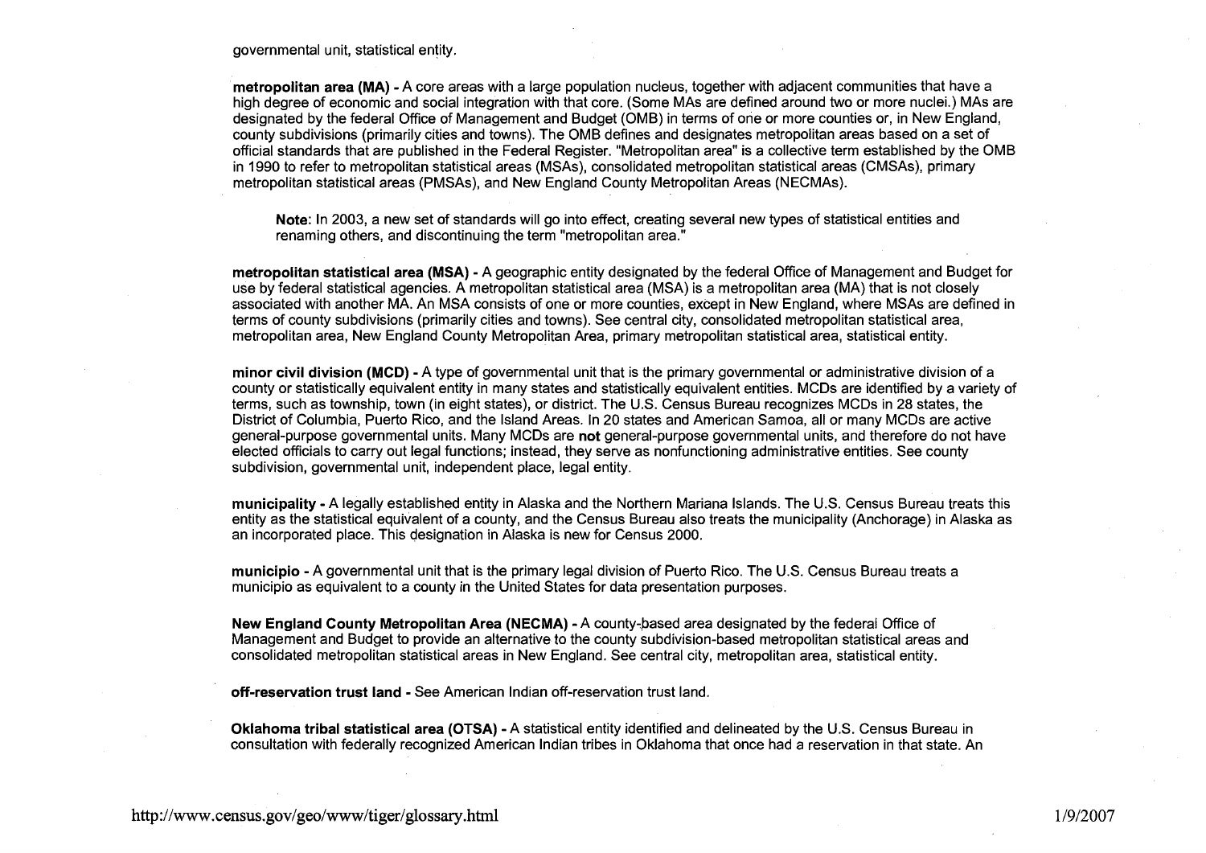governmental unit, statistical entity.

**metropolitan area (MA)** - A core areas with a large population nucleus, together with adjacent communities that have a high degree of economic and social integration with that core. (Some MAs are defined around two or more nuclei.) MAs are designated by the federal Office of Management and Budget (OMB) in terms of one or more counties or, in New England, county subdivisions (primarily cities and towns). The OMB defines and designates metropolitan areas based on a set of official standards that are published in the Federal Register. "Metropolitan area" is a collective term established by the OMB in 1990 to refer to metropolitan statistical areas (MSAs), consolidated metropolitan statistical areas (CMSAs), primary metropolitan statistical areas (PMSAs), and New England County Metropolitan Areas (NECMAs).

> **Note**: In 2003, a new set of standards will go into effect, creating several new types of statistical entities and renaming others, and discontinuing the term "metropolitan area."

**metropolitan statistical area (MSA)** - A geographic entity designated by the federal Office of Management and Budget for use by federal statistical agencies. A metropolitan statistical area (MSA) is a metropolitan area (MA) that is not closely associated with another MA. An MSA consists of one or more counties, except in New England, where MSAs are defined in terms of county subdivisions (primarily cities and towns). See central city, consolidated metropolitan statistical area, metropolitan area, New England County Metropolitan Area, primary metropolitan statistical area, statistical entity.

**minor civil division (MCD)** - A type of governmental unit that is the primary governmental or administrative division of a county or statistically equivalent entity in many states and statistically equivalent entities. MCDs are identified by a variety of terms, such as township, town (in eight states), or district. The U.S. Census Bureau recognizes MCDs in 28 states, the District of Columbia, Puerto Rico, and the Island Areas. In 20 states and American Samoa, all or many MCDs are active general-purpose governmental units. Many MCDs are **not** general-purpose governmental units, and therefore do not have elected officials to carry out legal functions; instead, they serve as nonfunctioning administrative entities. See county subdivision, governmental unit, independent place, legal entity.

**municipality** - A legally established entity in Alaska and the Northern Mariana Islands. The U.S. Census Bureau treats this entity as the statistical equivalent of a county, and the Census Bureau also treats the municipality (Anchorage) in Alaska as an incorporated place. This designation in Alaska is new for Census 2000.

**municipio** - A governmental unit that is the primary legal division of Puerto Rico. The U.S. Census Bureau treats a municipio as equivalent to a county in the United States for data presentation purposes.

**New England County Metropolitan Area (NECMA)** - A county-based area designated by the federal Office of Management and Budget to provide an alternative to the county subdivision-based metropolitan statistical areas and consolidated metropolitan statistical areas in New England. See central city, metropolitan area, statistical entity.

**off-reservation trust land** - See American Indian off-reservation trust land.

**Oklahoma tribal statistical area (OTSA)** - A statistical entity identified and delineated by the U.S. Census Bureau in consultation with federally recognized American Indian tribes in Oklahoma that once had a reservation in that state. An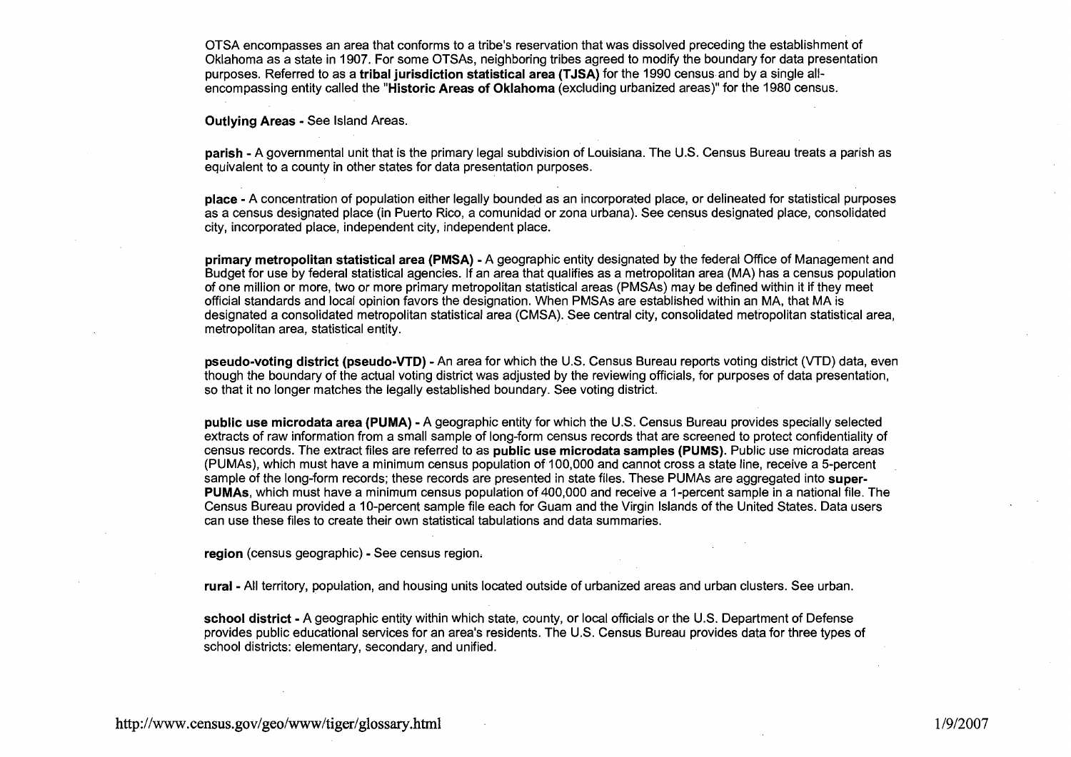OTSA encompasses an area that conforms to a tribe's reservation that was dissolved preceding the establishment of Oklahoma as a state in 1907. For some OTSAs, neighboring tribes agreed to modify the boundary for data presentation purposes. Referred to as a **tribal jurisdiction statistical area (TJSA)** for the 1990 census and by a single all-encompassing entity called the "**Historic Areas of Oklahoma** (excluding urbanized areas)" for the 1980 census.

**Outlying Areas** - See Island Areas.

**parish** - A governmental unit that is the primary legal subdivision of Louisiana. The U.S. Census Bureau treats a parish as equivalent to a county in other states for data presentation purposes.

**place** - A concentration of population either legally bounded as an incorporated place, or delineated for statistical purposes as a census designated place (in Puerto Rico, a comunidad or zona urbana). See census designated place, consolidated city, incorporated place, independent city, independent place.

**primary metropolitan statistical area (PMSA)** - A geographic entity designated by the federal Office of Management and Budget for use by federal statistical agencies. If an area that qualifies as a metropolitan area (MA) has a census population of one million or more, two or more primary metropolitan statistical areas (PMSAs) may be defined within it if they meet official standards and local opinion favors the designation. When PMSAs are established within an MA, that MA is designated a consolidated metropolitan statistical area (CMSA). See central city, consolidated metropolitan statistical area, metropolitan area, statistical entity.

**pseudo-voting district (pseudo-VTD)** - An area for which the U.S. Census Bureau reports voting district (VTD) data, even though the boundary of the actual voting district was adjusted by the reviewing officials, for purposes of data presentation, so that it no longer matches the legally established boundary. See voting district.

**public use microdata area (PUMA)** - A geographic entity for which the U.S. Census Bureau provides specially selected extracts of raw information from a small sample of long-form census records that are screened to protect confidentiality of census records. The extract files are referred to as **public use microdata samples (PUMS)**. Public use microdata areas (PUMAs), which must have a minimum census population of 100,000 and cannot cross a state line, receive a 5-percent sample of the long-form records; these records are presented in state files. These PUMAs are aggregated into **super-PUMAs**, which must have a minimum census population of 400,000 and receive a 1-percent sample in a national file. The Census Bureau provided a 10-percent sample file each for Guam and the Virgin Islands of the United States. Data users can use these files to create their own statistical tabulations and data summaries.

**region** (census geographic) - See census region.

**rural** - All territory, population, and housing units located outside of urbanized areas and urban clusters. See urban.

**school district** - A geographic entity within which state, county, or local officials or the U.S. Department of Defense provides public educational services for an area's residents. The U.S. Census Bureau provides data for three types of school districts: elementary, secondary, and unified.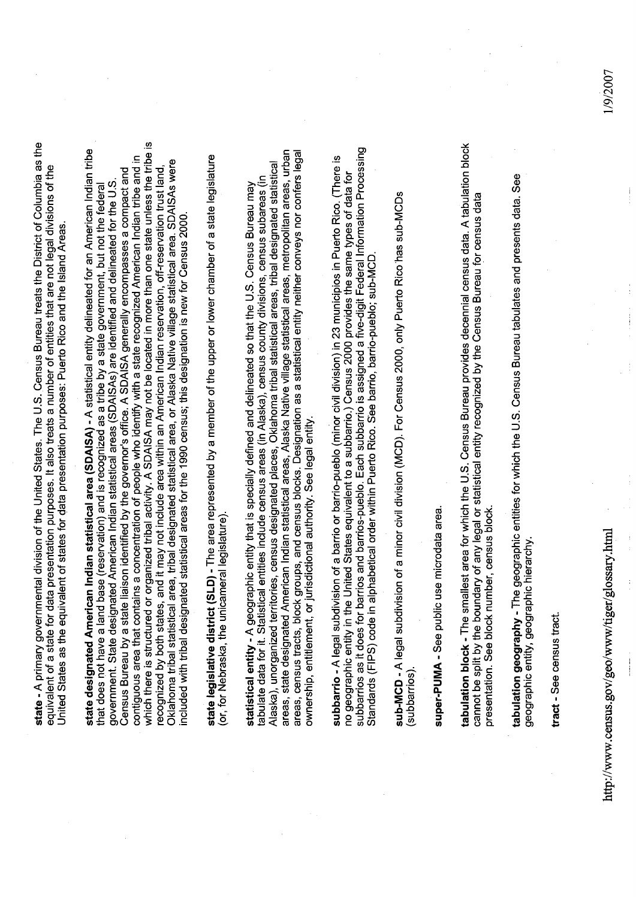**state -** A primary governmental division of the United States. The U.S. Census Bureau treats the District of Columbia as the equivalent of a state for data presentation purposes. It also treats a number of entities that are not legal divisions of the United States as the equivalent of states for data presentation purposes: Puerto Rico and the Island Areas.

**state designated American Indian statistical area (SDAISA) -** A statistical entity delineated for an American Indian tribe that does not have a land base (reservation) and is recognized as a tribe by a state government, but not the federal government. State designated American Indian statistical areas (SDAISAs) are identified and delineated for the U.S. Census Bureau by a state liaison identified by the governor's office. A SDAISA generally encompasses a compact and contiguous area that contains a concentration of people who identify with a state recognized American Indian tribe and in which there is structured or organized tribal activity. A SDAISA may not be located in more than one state unless the tribe is recognized by both states, and it may not include area within an American Indian reservation, off-reservation trust land, Oklahoma tribal statistical area, tribal designated statistical area, or Alaska Native village statistical area. SDAISAs were included with tribal designated statistical areas for the 1990 census; this designation is new for Census 2000.

**state legislative district (SLD) -** The area represented by a member of the upper or lower chamber of a state legislature (or, for Nebraska, the unicameral legislature).

**statistical entity -** A geographic entity that is specially defined and delineated so that the U.S. Census Bureau may tabulate data for it. Statistical entities include census areas (in Alaska), census county divisions, census subareas (in Alaska), unorganized territories, census designated places, Oklahoma tribal statistical areas, tribal designated statistical areas, state designated American Indian statistical areas, Alaska Native village statistical areas, metropolitan areas, urban areas, census tracts, block groups, and census blocks. Designation as a statistical entity neither conveys nor confers legal ownership, entitlement, or jurisdictional authority. See legal entity.

**subbarrio -** A legal subdivision of a barrio or barrio-pueblo (minor civil division) in 23 municipios in Puerto Rico. (There is no geographic entity in the United States equivalent to a subbarrio.) Census 2000 provides the same types of data for subbarrios as it does for barrios and barrios-pueblo. Each subbarrio is assigned a five-digit Federal Information Processing Standards (FIPS) code in alphabetical order within Puerto Rico. See barrio, barrio-pueblo; sub-MCD.

**sub-MCD -** A legal subdivision of a minor civil division (MCD). For Census 2000, only Puerto Rico has sub-MCDs (subbarrios).

**super-PUMA -** See public use microdata area.

**tabulation block -** The smallest area for which the U.S. Census Bureau provides decennial census data. A tabulation block cannot be split by the boundary of any legal or statistical entity recognized by the Census Bureau for census data presentation. See block number, census block.

**tabulation geography -** The geographic entities for which the U.S. Census Bureau tabulates and presents data. See geographic entity, geographic hierarchy.

**tract -** See census tract.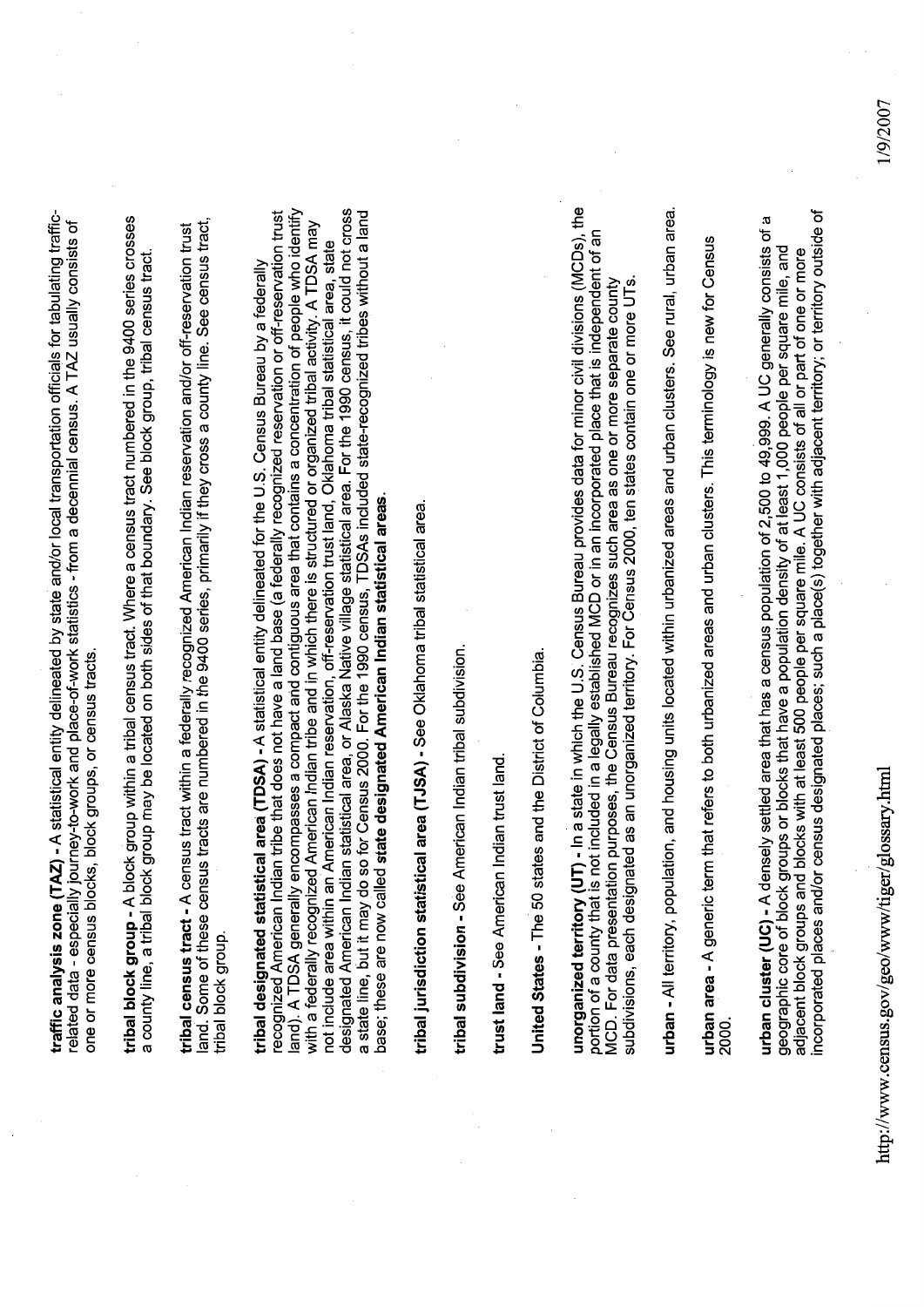**traffic analysis zone (TAZ)** - A statistical entity delineated by state and/or local transportation officials for tabulating traffic-related data - especially journey-to-work and place-of-work statistics - from a decennial census. A TAZ usually consists of one or more census blocks, block groups, or census tracts.

**tribal block group** - A block group within a tribal census tract. Where a census tract numbered in the 9400 series crosses a county line, a tribal block group may be located on both sides of that boundary. See block group, tribal census tract.

**tribal census tract** - A census tract within a federally recognized American Indian reservation and/or off-reservation trust land. Some of these census tracts are numbered in the 9400 series, primarily if they cross a county line. See census tract, tribal block group.

**tribal designated statistical area (TDSA)** - A statistical entity delineated for the U.S. Census Bureau by a federally recognized American Indian tribe that does not have a land base (a federally recognized reservation or off-reservation trust land). A TDSA generally encompasses a compact and contiguous area that contains a concentration of people who identify with a federally recognized American Indian tribe and in which there is structured or organized tribal activity. A TDSA may not include area within an American Indian reservation, off-reservation trust land, Oklahoma tribal statistical area, state designated American Indian statistical area, or Alaska Native village statistical area. For the 1990 census, it could not cross a state line, but it may do so for Census 2000. For the 1990 census, TDSAs included state-recognized tribes without a land base; these are now called **state designated American Indian statistical areas**.

**tribal jurisdiction statistical area (TJSA)** - See Oklahoma tribal statistical area.

**tribal subdivision** - See American Indian tribal subdivision.

**trust land** - See American Indian trust land.

**United States** - The 50 states and the District of Columbia.

**unorganized territory (UT)** - In a state in which the U.S. Census Bureau provides data for minor civil divisions (MCDs), the portion of a county that is not included in a legally established MCD or in an incorporated place that is independent of an MCD. For data presentation purposes, the Census Bureau recognizes such area as one or more separate county subdivisions, each designated as an unorganized territory. For Census 2000, ten states contain one or more UTs.

**urban** - All territory, population, and housing units located within urbanized areas and urban clusters. See rural, urban area.

**urban area** - A generic term that refers to both urbanized areas and urban clusters. This terminology is new for Census 2000.

**urban cluster (UC)** - A densely settled area that has a census population of 2,500 to 49,999. A UC generally consists of a geographic core of block groups or blocks that have a population density of at least 1,000 people per square mile, and adjacent block groups and blocks with at least 500 people per square mile. A UC consists of all or part of one or more incorporated places and/or census designated places; such a place(s) together with adjacent territory; or territory outside of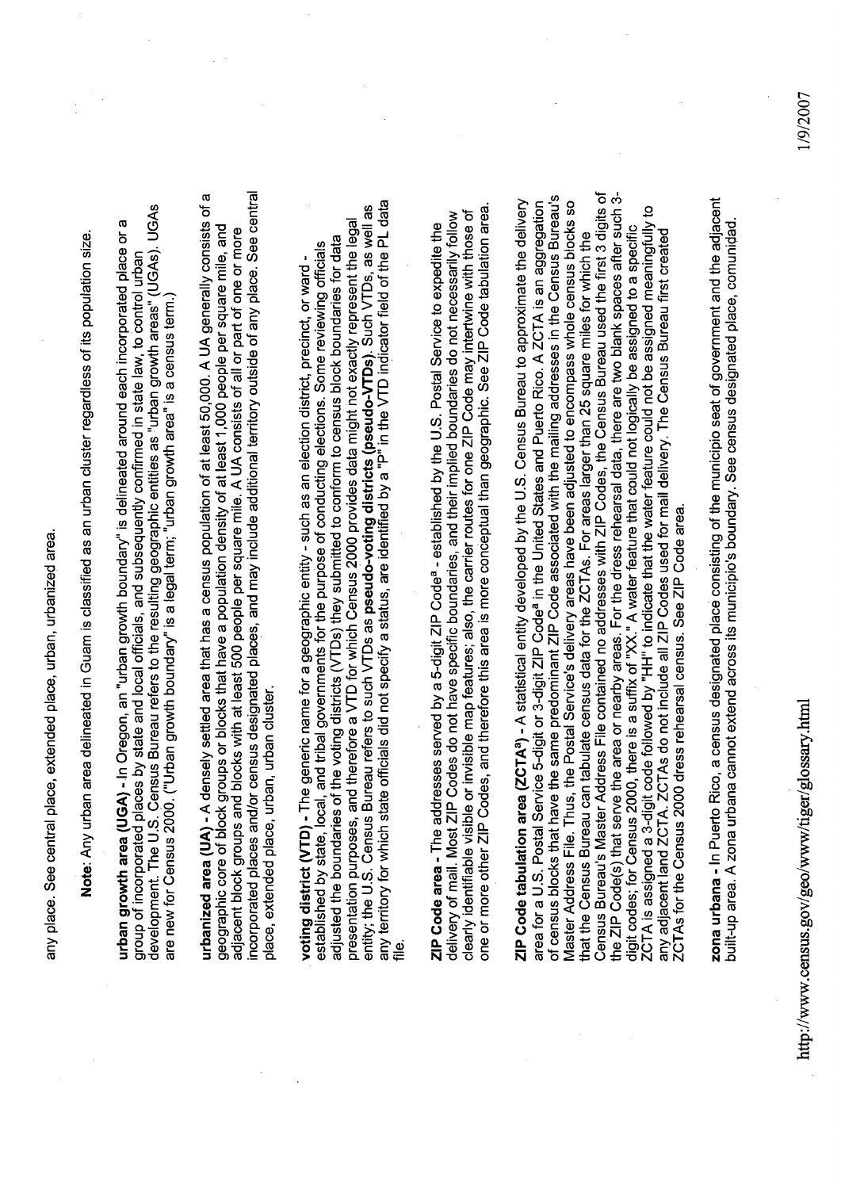any place. See central place, extended place, urban, urbanized area.

**Note**: Any urban area delineated in Guam is classified as an urban cluster regardless of its population size.

**urban growth area (UGA)** - In Oregon, an "urban growth boundary" is delineated around each incorporated place or a group of incorporated places by state and local officials, and subsequently confirmed in state law, to control urban development. The U.S. Census Bureau refers to the resulting geographic entities as "urban growth areas" (UGAs). UGAs are new for Census 2000. ("Urban growth boundary" is a legal term; "urban growth area" is a census term.)

**urbanized area (UA)** - A densely settled area that has a census population of at least 50,000. A UA generally consists of a geographic core of block groups or blocks that have a population density of at least 1,000 people per square mile, and adjacent block groups and blocks with at least 500 people per square mile. A UA consists of all or part of one or more incorporated places and/or census designated places, and may include additional territory outside of any place. See central place, extended place, urban, urban cluster.

**voting district (VTD)** - The generic name for a geographic entity - such as an election district, precinct, or ward - established by state, local, and tribal governments for the purpose of conducting elections. Some reviewing officials adjusted the boundaries of the voting districts (VTDs) they submitted to conform to census block boundaries for data presentation purposes, and therefore a VTD for which Census 2000 provides data might not exactly represent the legal entity; the U.S. Census Bureau refers to such VTDs as **pseudo-voting districts (pseudo-VTDs)**. Such VTDs, as well as any territory for which state officials did not specify a status, are identified by a "P" in the VTD indicator field of the PL data file.

**ZIP Code area** - The addresses served by a 5-digit ZIP Code[a] - established by the U.S. Postal Service to expedite the delivery of mail. Most ZIP Codes do not have specific boundaries, and their implied boundaries do not necessarily follow clearly identifiable visible or invisible map features; also, the carrier routes for one ZIP Code may intertwine with those of one or more other ZIP Codes, and therefore this area is more conceptual than geographic. See ZIP Code tabulation area.

**ZIP Code tabulation area (ZCTA[a])** - A statistical entity developed by the U.S. Census Bureau to approximate the delivery area for a U.S. Postal Service 5-digit or 3-digit ZIP Code[a] in the United States and Puerto Rico. A ZCTA is an aggregation of census blocks that have the same predominant ZIP Code associated with the mailing addresses in the Census Bureau's Master Address File. Thus, the Postal Service's delivery areas have been adjusted to encompass whole census blocks so that the Census Bureau can tabulate census data for the ZCTAs. For areas larger than 25 square miles for which the Census Bureau's Master Address File contained no addresses with ZIP Codes, the Census Bureau used the first 3 digits of the ZIP Code(s) that serve the area or nearby areas. For the dress rehearsal data, there are two blank spaces after such 3-digit codes; for Census 2000, there is a suffix of "XX." A water feature that could not logically be assigned to a specific ZCTA is assigned a 3-digit code followed by "HH" to indicate that the water feature could not be assigned meaningfully to any adjacent land ZCTA. ZCTAs do not include all ZIP Codes used for mail delivery. The Census Bureau first created ZCTAs for the Census 2000 dress rehearsal census. See ZIP Code area.

**zona urbana** - In Puerto Rico, a census designated place consisting of the municipio seat of government and the adjacent built-up area. A zona urbana cannot extend across its municipio's boundary. See census designated place, comunidad.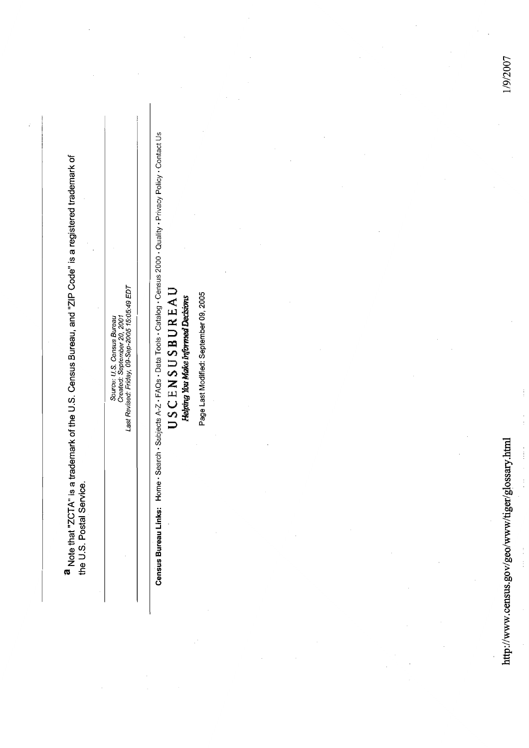[a] Note that "ZCTA" is a trademark of the U.S. Census Bureau, and "ZIP Code" is a registered trademark of the U.S. Postal Service.

---

*Source: U.S. Census Bureau*
*Created: September 20, 2001*
*Last Revised: Friday, 09-Sep-2005 15:05:49 EDT*

---

**Census Bureau Links:** Home · Search · Subjects A-Z · FAQs · Data Tools · Catalog · Census 2000 · Quality · Privacy Policy · Contact Us

USCENSUSBUREAU
*Helping You Make Informed Decisions*

Page Last Modified: September 09, 2005